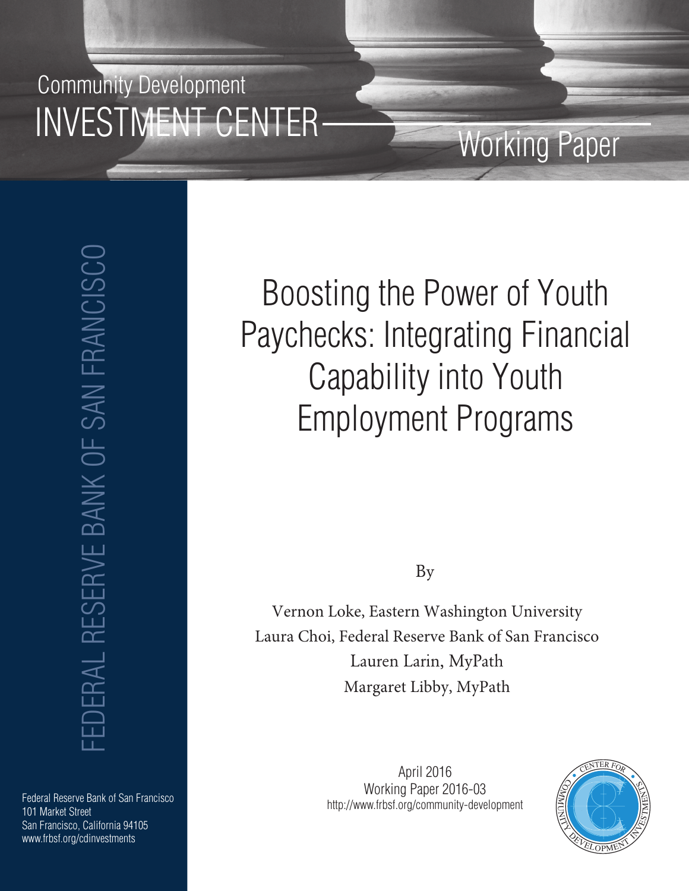Community Development

INVESTMENT CENTER

Working Paper

FEDERAL RESERVE BANK OF SAN FRANCISCO

# Boosting the Power of Youth Paychecks: Integrating Financial Capability into Youth Employment Programs

By

Vernon Loke, Eastern Washington University
Laura Choi, Federal Reserve Bank of San Francisco
Lauren Larin, MyPath
Margaret Libby, MyPath

April 2016
Working Paper 2016-03
http://www.frbsf.org/community-development

Federal Reserve Bank of San Francisco
101 Market Street
San Francisco, California 94105
www.frbsf.org/cdinvestments

CENTER FOR COMMUNITY DEVELOPMENT INVESTMENTS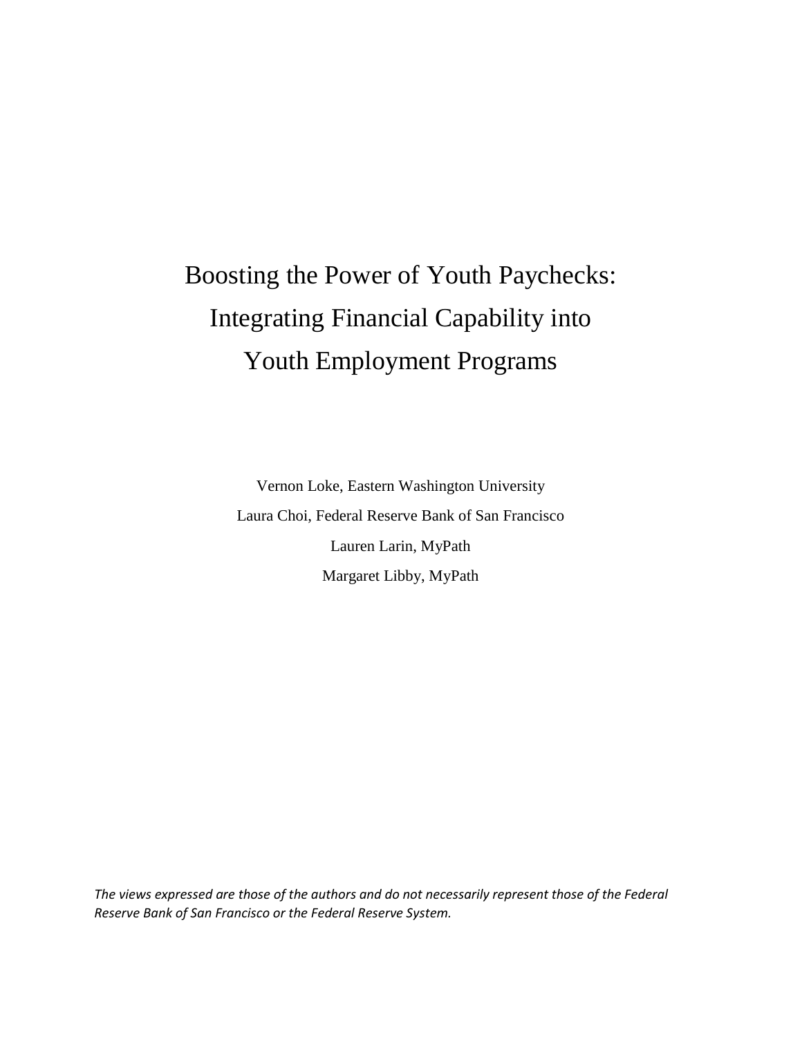# Boosting the Power of Youth Paychecks: Integrating Financial Capability into Youth Employment Programs

Vernon Loke, Eastern Washington University

Laura Choi, Federal Reserve Bank of San Francisco

Lauren Larin, MyPath

Margaret Libby, MyPath

*The views expressed are those of the authors and do not necessarily represent those of the Federal Reserve Bank of San Francisco or the Federal Reserve System.*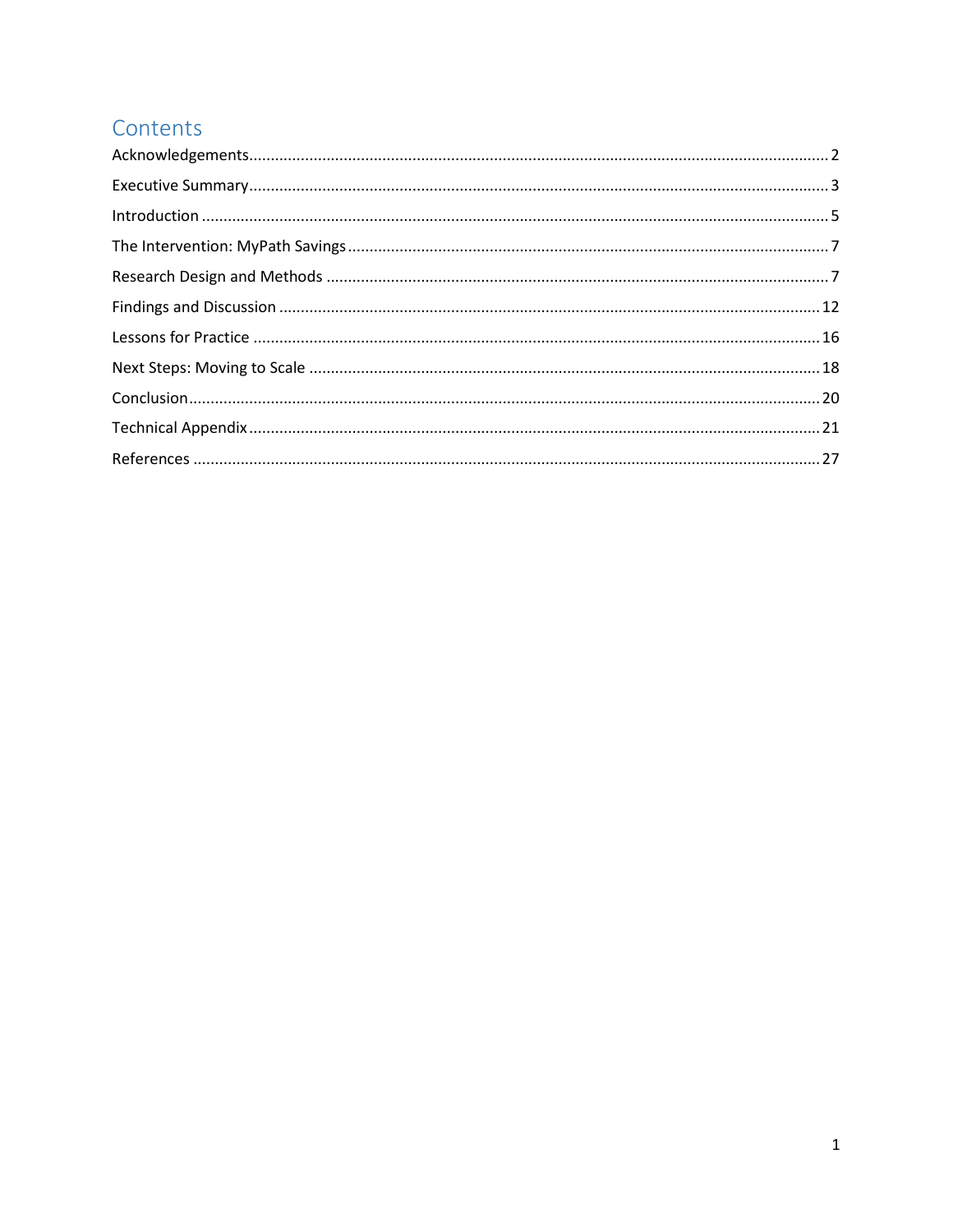# Contents

Acknowledgements....................................................................................................................................2

Executive Summary....................................................................................................................................3

Introduction ................................................................................................................................................5

The Intervention: MyPath Savings..............................................................................................................7

Research Design and Methods ...................................................................................................................7

Findings and Discussion ............................................................................................................................12

Lessons for Practice ..................................................................................................................................16

Next Steps: Moving to Scale .....................................................................................................................18

Conclusion.................................................................................................................................................20

Technical Appendix...................................................................................................................................21

References ................................................................................................................................................27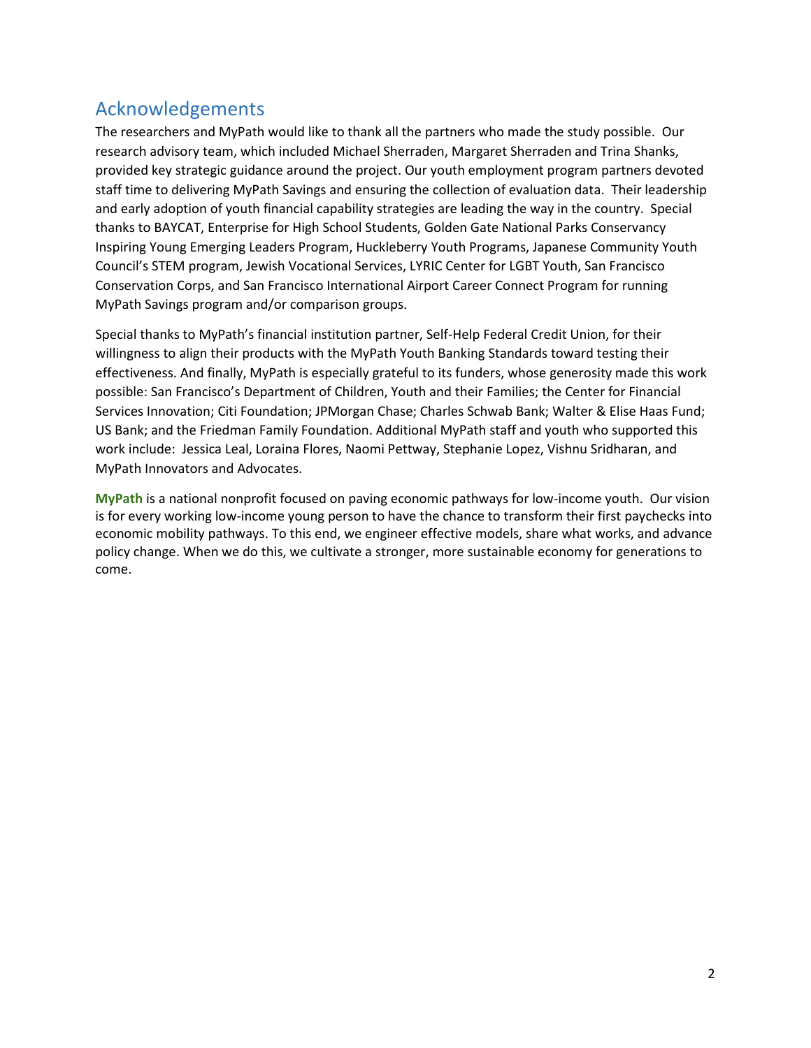## Acknowledgements

The researchers and MyPath would like to thank all the partners who made the study possible. Our research advisory team, which included Michael Sherraden, Margaret Sherraden and Trina Shanks, provided key strategic guidance around the project. Our youth employment program partners devoted staff time to delivering MyPath Savings and ensuring the collection of evaluation data. Their leadership and early adoption of youth financial capability strategies are leading the way in the country. Special thanks to BAYCAT, Enterprise for High School Students, Golden Gate National Parks Conservancy Inspiring Young Emerging Leaders Program, Huckleberry Youth Programs, Japanese Community Youth Council's STEM program, Jewish Vocational Services, LYRIC Center for LGBT Youth, San Francisco Conservation Corps, and San Francisco International Airport Career Connect Program for running MyPath Savings program and/or comparison groups.

Special thanks to MyPath's financial institution partner, Self-Help Federal Credit Union, for their willingness to align their products with the MyPath Youth Banking Standards toward testing their effectiveness. And finally, MyPath is especially grateful to its funders, whose generosity made this work possible: San Francisco's Department of Children, Youth and their Families; the Center for Financial Services Innovation; Citi Foundation; JPMorgan Chase; Charles Schwab Bank; Walter & Elise Haas Fund; US Bank; and the Friedman Family Foundation. Additional MyPath staff and youth who supported this work include: Jessica Leal, Loraina Flores, Naomi Pettway, Stephanie Lopez, Vishnu Sridharan, and MyPath Innovators and Advocates.

**MyPath** is a national nonprofit focused on paving economic pathways for low-income youth. Our vision is for every working low-income young person to have the chance to transform their first paychecks into economic mobility pathways. To this end, we engineer effective models, share what works, and advance policy change. When we do this, we cultivate a stronger, more sustainable economy for generations to come.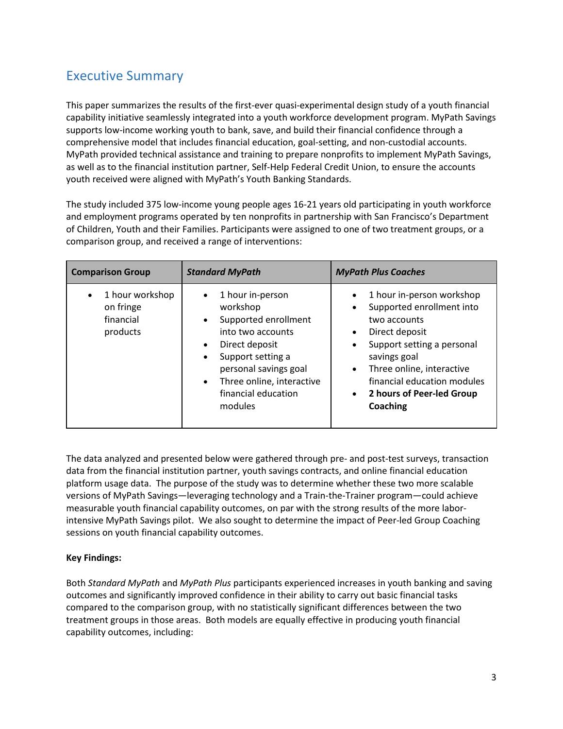## Executive Summary

This paper summarizes the results of the first-ever quasi-experimental design study of a youth financial capability initiative seamlessly integrated into a youth workforce development program. MyPath Savings supports low-income working youth to bank, save, and build their financial confidence through a comprehensive model that includes financial education, goal-setting, and non-custodial accounts. MyPath provided technical assistance and training to prepare nonprofits to implement MyPath Savings, as well as to the financial institution partner, Self-Help Federal Credit Union, to ensure the accounts youth received were aligned with MyPath's Youth Banking Standards.

The study included 375 low-income young people ages 16-21 years old participating in youth workforce and employment programs operated by ten nonprofits in partnership with San Francisco's Department of Children, Youth and their Families. Participants were assigned to one of two treatment groups, or a comparison group, and received a range of interventions:

| **Comparison Group** | ***Standard MyPath*** | ***MyPath Plus Coaches*** |
|---|---|---|
| • 1 hour workshop on fringe financial products | • 1 hour in-person workshop<br>• Supported enrollment into two accounts<br>• Direct deposit<br>• Support setting a personal savings goal<br>• Three online, interactive financial education modules | • 1 hour in-person workshop<br>• Supported enrollment into two accounts<br>• Direct deposit<br>• Support setting a personal savings goal<br>• Three online, interactive financial education modules<br>• **2 hours of Peer-led Group Coaching** |

The data analyzed and presented below were gathered through pre- and post-test surveys, transaction data from the financial institution partner, youth savings contracts, and online financial education platform usage data. The purpose of the study was to determine whether these two more scalable versions of MyPath Savings—leveraging technology and a Train-the-Trainer program—could achieve measurable youth financial capability outcomes, on par with the strong results of the more labor-intensive MyPath Savings pilot. We also sought to determine the impact of Peer-led Group Coaching sessions on youth financial capability outcomes.

**Key Findings:**

Both *Standard MyPath* and *MyPath Plus* participants experienced increases in youth banking and saving outcomes and significantly improved confidence in their ability to carry out basic financial tasks compared to the comparison group, with no statistically significant differences between the two treatment groups in those areas. Both models are equally effective in producing youth financial capability outcomes, including: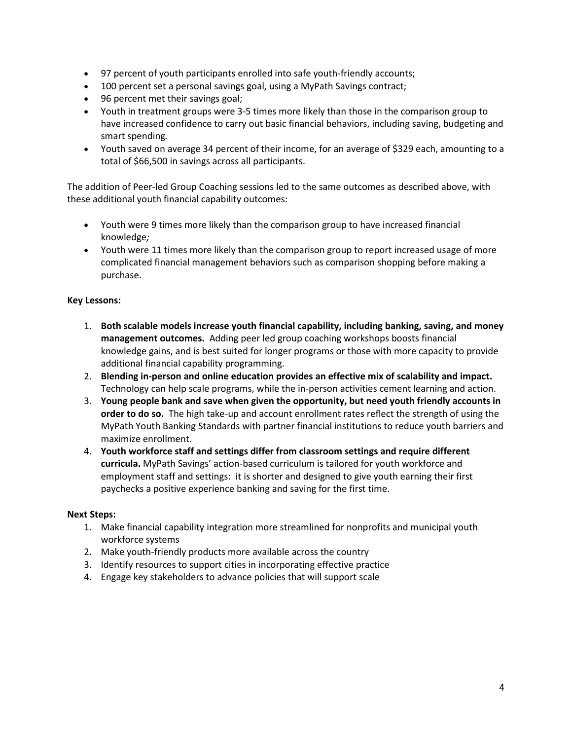- 97 percent of youth participants enrolled into safe youth-friendly accounts;
- 100 percent set a personal savings goal, using a MyPath Savings contract;
- 96 percent met their savings goal;
- Youth in treatment groups were 3-5 times more likely than those in the comparison group to have increased confidence to carry out basic financial behaviors, including saving, budgeting and smart spending.
- Youth saved on average 34 percent of their income, for an average of $329 each, amounting to a total of $66,500 in savings across all participants.

The addition of Peer-led Group Coaching sessions led to the same outcomes as described above, with these additional youth financial capability outcomes:

- Youth were 9 times more likely than the comparison group to have increased financial knowledge*;*
- Youth were 11 times more likely than the comparison group to report increased usage of more complicated financial management behaviors such as comparison shopping before making a purchase.

**Key Lessons:**

1. **Both scalable models increase youth financial capability, including banking, saving, and money management outcomes.** Adding peer led group coaching workshops boosts financial knowledge gains, and is best suited for longer programs or those with more capacity to provide additional financial capability programming.
2. **Blending in-person and online education provides an effective mix of scalability and impact.** Technology can help scale programs, while the in-person activities cement learning and action.
3. **Young people bank and save when given the opportunity, but need youth friendly accounts in order to do so.** The high take-up and account enrollment rates reflect the strength of using the MyPath Youth Banking Standards with partner financial institutions to reduce youth barriers and maximize enrollment.
4. **Youth workforce staff and settings differ from classroom settings and require different curricula.** MyPath Savings' action-based curriculum is tailored for youth workforce and employment staff and settings: it is shorter and designed to give youth earning their first paychecks a positive experience banking and saving for the first time.

**Next Steps:**

1. Make financial capability integration more streamlined for nonprofits and municipal youth workforce systems
2. Make youth-friendly products more available across the country
3. Identify resources to support cities in incorporating effective practice
4. Engage key stakeholders to advance policies that will support scale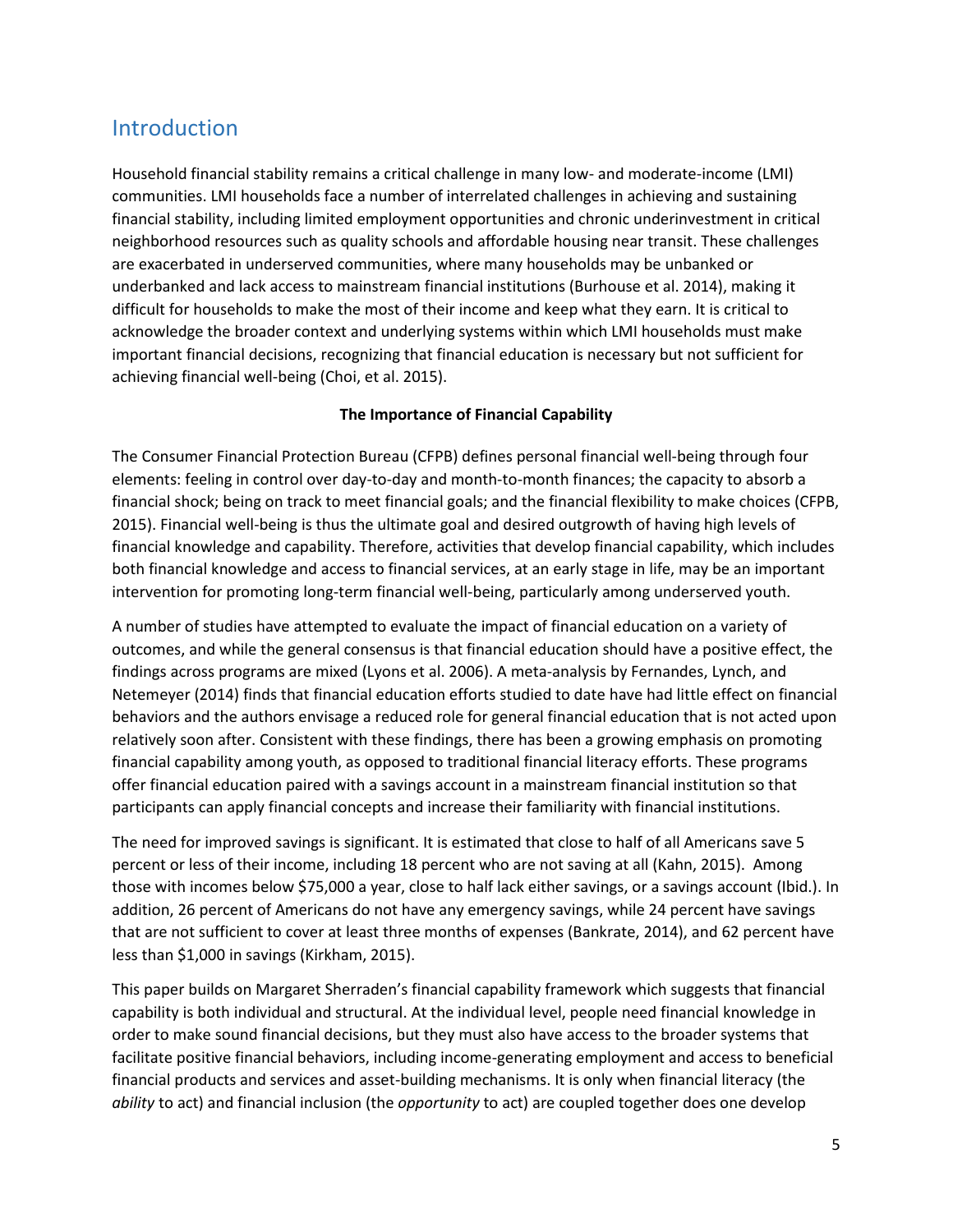## Introduction

Household financial stability remains a critical challenge in many low- and moderate-income (LMI) communities. LMI households face a number of interrelated challenges in achieving and sustaining financial stability, including limited employment opportunities and chronic underinvestment in critical neighborhood resources such as quality schools and affordable housing near transit. These challenges are exacerbated in underserved communities, where many households may be unbanked or underbanked and lack access to mainstream financial institutions (Burhouse et al. 2014), making it difficult for households to make the most of their income and keep what they earn. It is critical to acknowledge the broader context and underlying systems within which LMI households must make important financial decisions, recognizing that financial education is necessary but not sufficient for achieving financial well-being (Choi, et al. 2015).

**The Importance of Financial Capability**

The Consumer Financial Protection Bureau (CFPB) defines personal financial well-being through four elements: feeling in control over day-to-day and month-to-month finances; the capacity to absorb a financial shock; being on track to meet financial goals; and the financial flexibility to make choices (CFPB, 2015). Financial well-being is thus the ultimate goal and desired outgrowth of having high levels of financial knowledge and capability. Therefore, activities that develop financial capability, which includes both financial knowledge and access to financial services, at an early stage in life, may be an important intervention for promoting long-term financial well-being, particularly among underserved youth.

A number of studies have attempted to evaluate the impact of financial education on a variety of outcomes, and while the general consensus is that financial education should have a positive effect, the findings across programs are mixed (Lyons et al. 2006). A meta-analysis by Fernandes, Lynch, and Netemeyer (2014) finds that financial education efforts studied to date have had little effect on financial behaviors and the authors envisage a reduced role for general financial education that is not acted upon relatively soon after. Consistent with these findings, there has been a growing emphasis on promoting financial capability among youth, as opposed to traditional financial literacy efforts. These programs offer financial education paired with a savings account in a mainstream financial institution so that participants can apply financial concepts and increase their familiarity with financial institutions.

The need for improved savings is significant. It is estimated that close to half of all Americans save 5 percent or less of their income, including 18 percent who are not saving at all (Kahn, 2015). Among those with incomes below $75,000 a year, close to half lack either savings, or a savings account (Ibid.). In addition, 26 percent of Americans do not have any emergency savings, while 24 percent have savings that are not sufficient to cover at least three months of expenses (Bankrate, 2014), and 62 percent have less than $1,000 in savings (Kirkham, 2015).

This paper builds on Margaret Sherraden's financial capability framework which suggests that financial capability is both individual and structural. At the individual level, people need financial knowledge in order to make sound financial decisions, but they must also have access to the broader systems that facilitate positive financial behaviors, including income-generating employment and access to beneficial financial products and services and asset-building mechanisms. It is only when financial literacy (the *ability* to act) and financial inclusion (the *opportunity* to act) are coupled together does one develop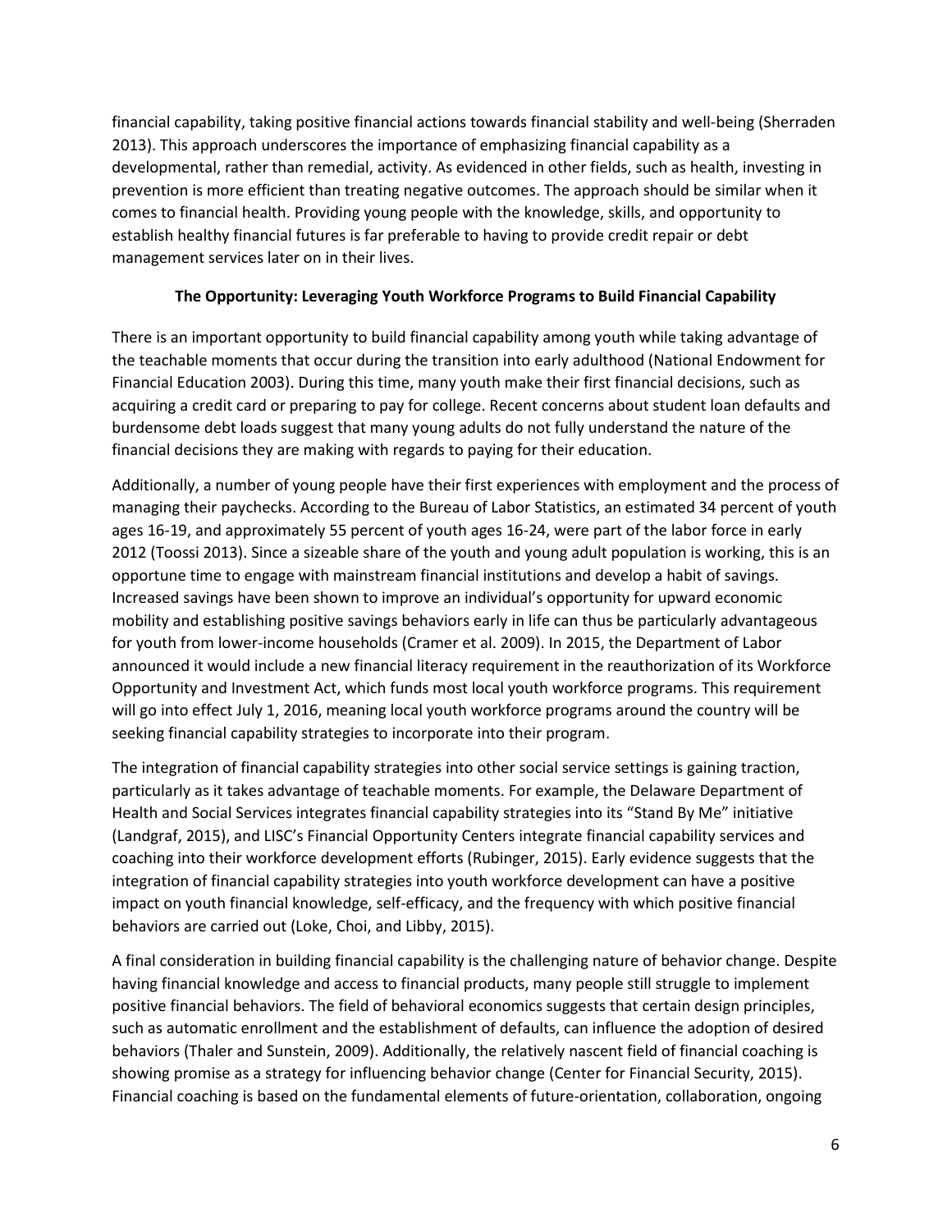financial capability, taking positive financial actions towards financial stability and well-being (Sherraden 2013). This approach underscores the importance of emphasizing financial capability as a developmental, rather than remedial, activity. As evidenced in other fields, such as health, investing in prevention is more efficient than treating negative outcomes. The approach should be similar when it comes to financial health. Providing young people with the knowledge, skills, and opportunity to establish healthy financial futures is far preferable to having to provide credit repair or debt management services later on in their lives.

## The Opportunity: Leveraging Youth Workforce Programs to Build Financial Capability

There is an important opportunity to build financial capability among youth while taking advantage of the teachable moments that occur during the transition into early adulthood (National Endowment for Financial Education 2003). During this time, many youth make their first financial decisions, such as acquiring a credit card or preparing to pay for college. Recent concerns about student loan defaults and burdensome debt loads suggest that many young adults do not fully understand the nature of the financial decisions they are making with regards to paying for their education.

Additionally, a number of young people have their first experiences with employment and the process of managing their paychecks. According to the Bureau of Labor Statistics, an estimated 34 percent of youth ages 16-19, and approximately 55 percent of youth ages 16-24, were part of the labor force in early 2012 (Toossi 2013). Since a sizeable share of the youth and young adult population is working, this is an opportune time to engage with mainstream financial institutions and develop a habit of savings. Increased savings have been shown to improve an individual's opportunity for upward economic mobility and establishing positive savings behaviors early in life can thus be particularly advantageous for youth from lower-income households (Cramer et al. 2009). In 2015, the Department of Labor announced it would include a new financial literacy requirement in the reauthorization of its Workforce Opportunity and Investment Act, which funds most local youth workforce programs. This requirement will go into effect July 1, 2016, meaning local youth workforce programs around the country will be seeking financial capability strategies to incorporate into their program.

The integration of financial capability strategies into other social service settings is gaining traction, particularly as it takes advantage of teachable moments. For example, the Delaware Department of Health and Social Services integrates financial capability strategies into its "Stand By Me" initiative (Landgraf, 2015), and LISC's Financial Opportunity Centers integrate financial capability services and coaching into their workforce development efforts (Rubinger, 2015). Early evidence suggests that the integration of financial capability strategies into youth workforce development can have a positive impact on youth financial knowledge, self-efficacy, and the frequency with which positive financial behaviors are carried out (Loke, Choi, and Libby, 2015).

A final consideration in building financial capability is the challenging nature of behavior change. Despite having financial knowledge and access to financial products, many people still struggle to implement positive financial behaviors. The field of behavioral economics suggests that certain design principles, such as automatic enrollment and the establishment of defaults, can influence the adoption of desired behaviors (Thaler and Sunstein, 2009). Additionally, the relatively nascent field of financial coaching is showing promise as a strategy for influencing behavior change (Center for Financial Security, 2015). Financial coaching is based on the fundamental elements of future-orientation, collaboration, ongoing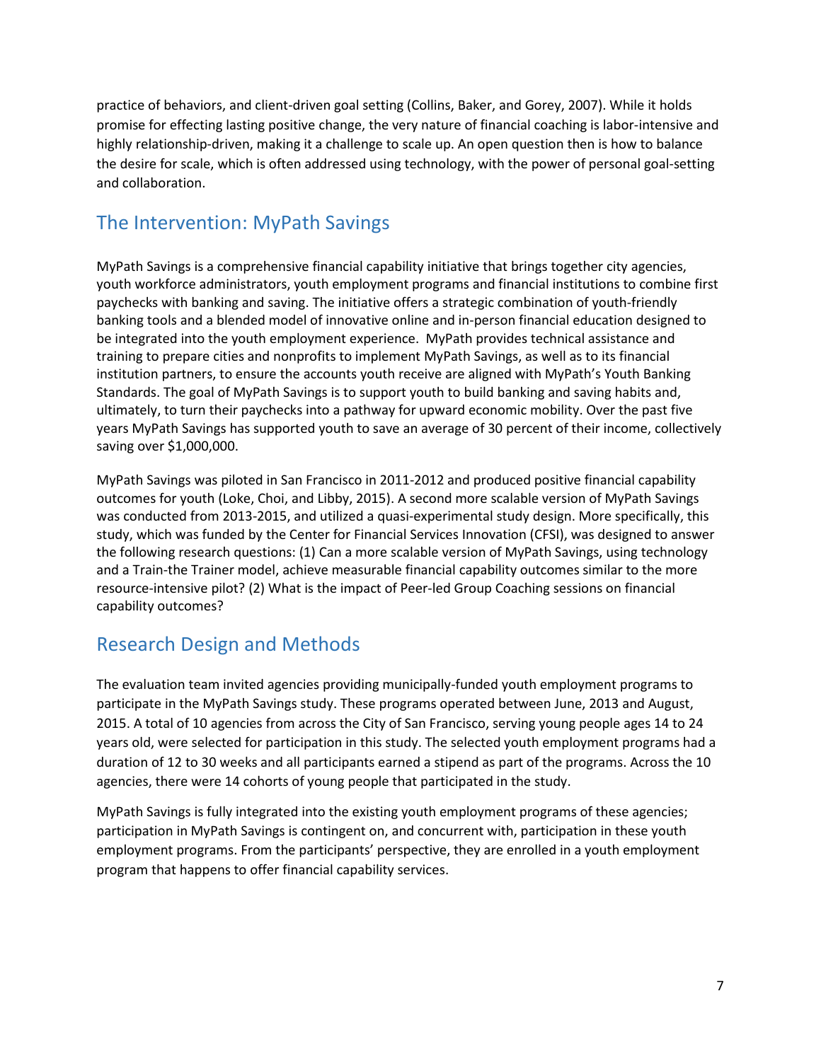practice of behaviors, and client-driven goal setting (Collins, Baker, and Gorey, 2007). While it holds promise for effecting lasting positive change, the very nature of financial coaching is labor-intensive and highly relationship-driven, making it a challenge to scale up. An open question then is how to balance the desire for scale, which is often addressed using technology, with the power of personal goal-setting and collaboration.

## The Intervention: MyPath Savings

MyPath Savings is a comprehensive financial capability initiative that brings together city agencies, youth workforce administrators, youth employment programs and financial institutions to combine first paychecks with banking and saving. The initiative offers a strategic combination of youth-friendly banking tools and a blended model of innovative online and in-person financial education designed to be integrated into the youth employment experience. MyPath provides technical assistance and training to prepare cities and nonprofits to implement MyPath Savings, as well as to its financial institution partners, to ensure the accounts youth receive are aligned with MyPath's Youth Banking Standards. The goal of MyPath Savings is to support youth to build banking and saving habits and, ultimately, to turn their paychecks into a pathway for upward economic mobility. Over the past five years MyPath Savings has supported youth to save an average of 30 percent of their income, collectively saving over $1,000,000.

MyPath Savings was piloted in San Francisco in 2011-2012 and produced positive financial capability outcomes for youth (Loke, Choi, and Libby, 2015). A second more scalable version of MyPath Savings was conducted from 2013-2015, and utilized a quasi-experimental study design. More specifically, this study, which was funded by the Center for Financial Services Innovation (CFSI), was designed to answer the following research questions: (1) Can a more scalable version of MyPath Savings, using technology and a Train-the Trainer model, achieve measurable financial capability outcomes similar to the more resource-intensive pilot? (2) What is the impact of Peer-led Group Coaching sessions on financial capability outcomes?

## Research Design and Methods

The evaluation team invited agencies providing municipally-funded youth employment programs to participate in the MyPath Savings study. These programs operated between June, 2013 and August, 2015. A total of 10 agencies from across the City of San Francisco, serving young people ages 14 to 24 years old, were selected for participation in this study. The selected youth employment programs had a duration of 12 to 30 weeks and all participants earned a stipend as part of the programs. Across the 10 agencies, there were 14 cohorts of young people that participated in the study.

MyPath Savings is fully integrated into the existing youth employment programs of these agencies; participation in MyPath Savings is contingent on, and concurrent with, participation in these youth employment programs. From the participants' perspective, they are enrolled in a youth employment program that happens to offer financial capability services.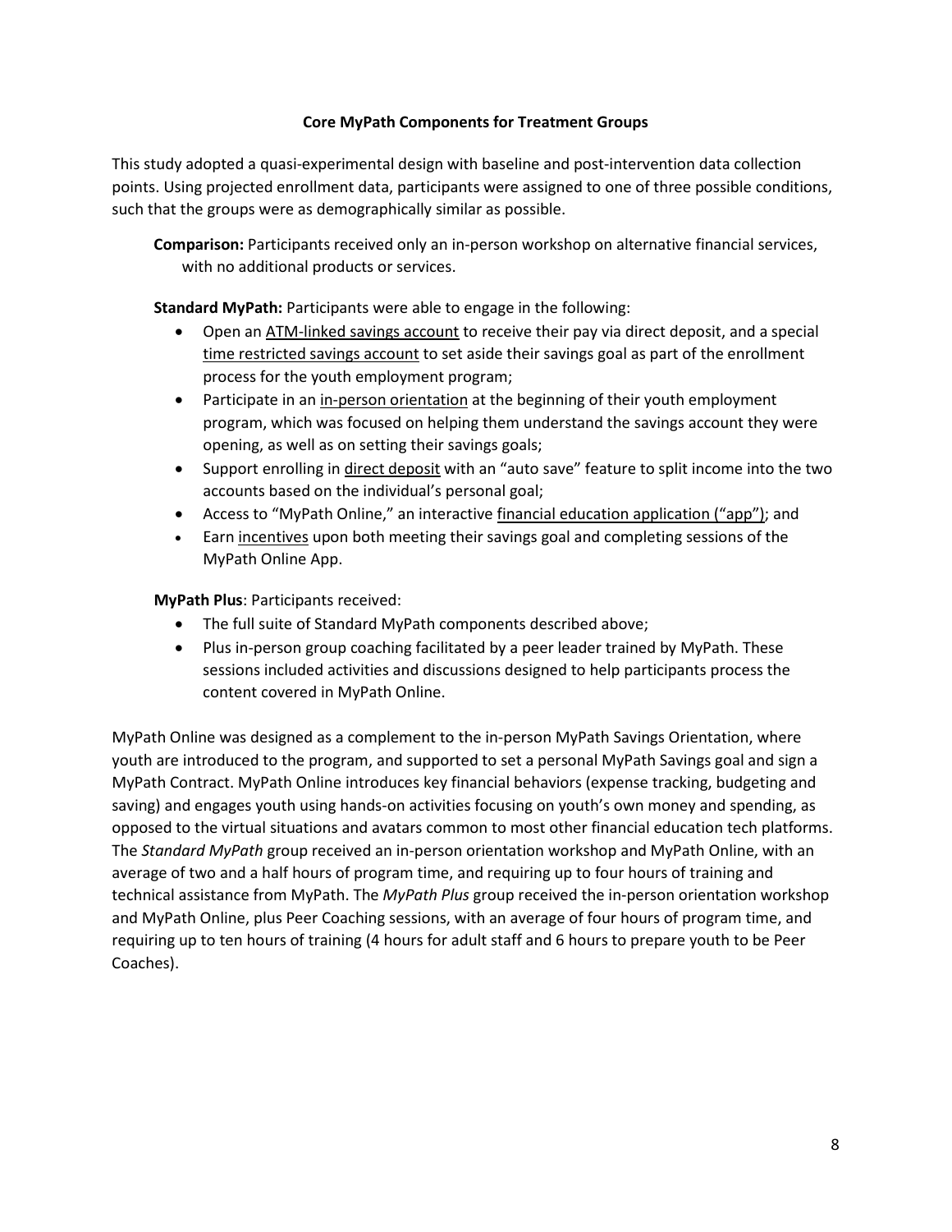### Core MyPath Components for Treatment Groups

This study adopted a quasi-experimental design with baseline and post-intervention data collection points. Using projected enrollment data, participants were assigned to one of three possible conditions, such that the groups were as demographically similar as possible.

**Comparison:** Participants received only an in-person workshop on alternative financial services, with no additional products or services.

**Standard MyPath:** Participants were able to engage in the following:

- Open an ATM-linked savings account to receive their pay via direct deposit, and a special time restricted savings account to set aside their savings goal as part of the enrollment process for the youth employment program;
- Participate in an in-person orientation at the beginning of their youth employment program, which was focused on helping them understand the savings account they were opening, as well as on setting their savings goals;
- Support enrolling in direct deposit with an "auto save" feature to split income into the two accounts based on the individual's personal goal;
- Access to "MyPath Online," an interactive financial education application ("app"); and
- Earn incentives upon both meeting their savings goal and completing sessions of the MyPath Online App.

**MyPath Plus**: Participants received:

- The full suite of Standard MyPath components described above;
- Plus in-person group coaching facilitated by a peer leader trained by MyPath. These sessions included activities and discussions designed to help participants process the content covered in MyPath Online.

MyPath Online was designed as a complement to the in-person MyPath Savings Orientation, where youth are introduced to the program, and supported to set a personal MyPath Savings goal and sign a MyPath Contract. MyPath Online introduces key financial behaviors (expense tracking, budgeting and saving) and engages youth using hands-on activities focusing on youth's own money and spending, as opposed to the virtual situations and avatars common to most other financial education tech platforms. The *Standard MyPath* group received an in-person orientation workshop and MyPath Online, with an average of two and a half hours of program time, and requiring up to four hours of training and technical assistance from MyPath. The *MyPath Plus* group received the in-person orientation workshop and MyPath Online, plus Peer Coaching sessions, with an average of four hours of program time, and requiring up to ten hours of training (4 hours for adult staff and 6 hours to prepare youth to be Peer Coaches).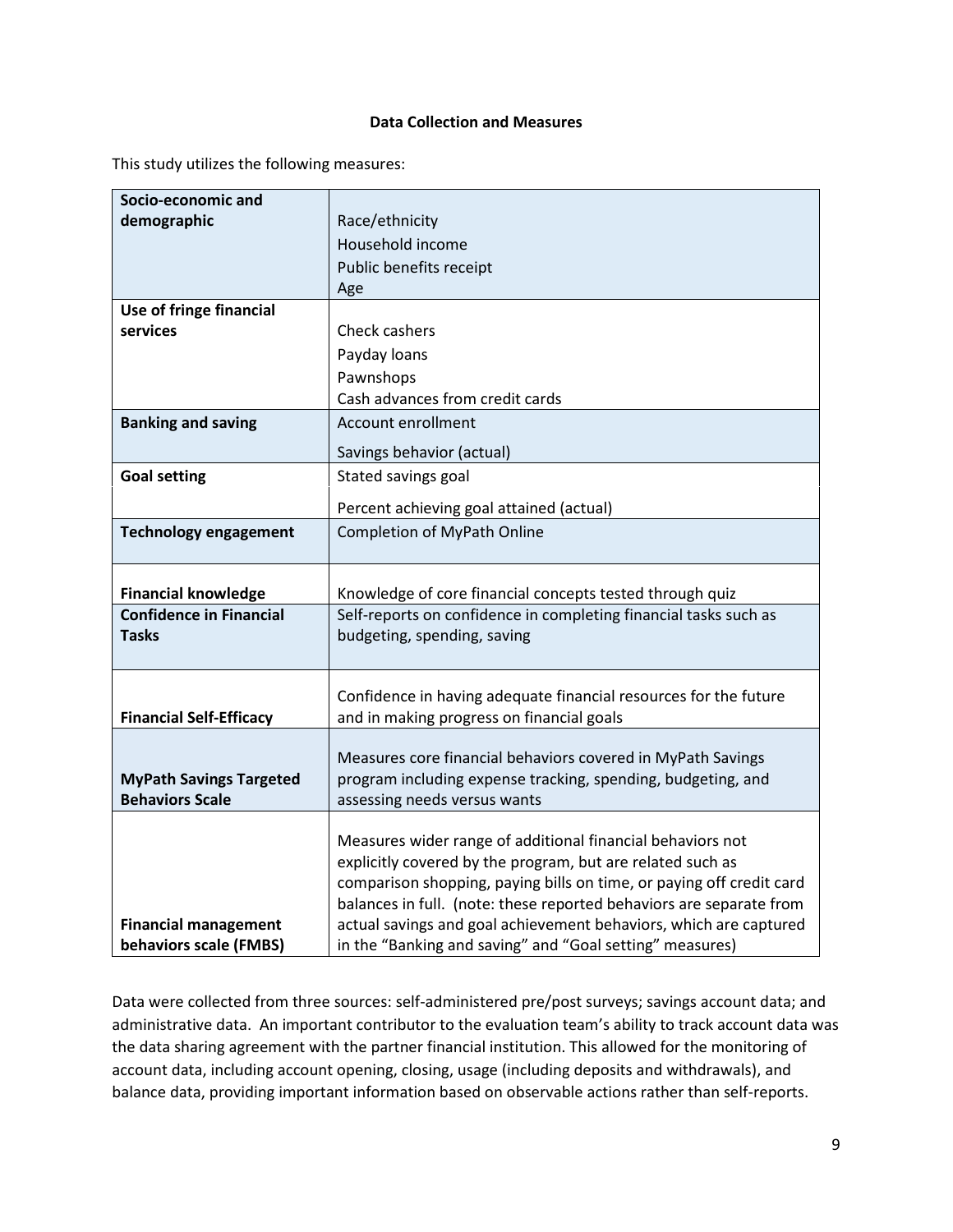### Data Collection and Measures

This study utilizes the following measures:

| | |
|---|---|
| **Socio-economic and demographic** | Race/ethnicity<br>Household income<br>Public benefits receipt<br>Age |
| **Use of fringe financial services** | Check cashers<br>Payday loans<br>Pawnshops<br>Cash advances from credit cards |
| **Banking and saving** | Account enrollment<br>Savings behavior (actual) |
| **Goal setting** | Stated savings goal<br>Percent achieving goal attained (actual) |
| **Technology engagement** | Completion of MyPath Online |
| **Financial knowledge** | Knowledge of core financial concepts tested through quiz |
| **Confidence in Financial Tasks** | Self-reports on confidence in completing financial tasks such as budgeting, spending, saving |
| **Financial Self-Efficacy** | Confidence in having adequate financial resources for the future and in making progress on financial goals |
| **MyPath Savings Targeted Behaviors Scale** | Measures core financial behaviors covered in MyPath Savings program including expense tracking, spending, budgeting, and assessing needs versus wants |
| **Financial management behaviors scale (FMBS)** | Measures wider range of additional financial behaviors not explicitly covered by the program, but are related such as comparison shopping, paying bills on time, or paying off credit card balances in full. (note: these reported behaviors are separate from actual savings and goal achievement behaviors, which are captured in the "Banking and saving" and "Goal setting" measures) |

Data were collected from three sources: self-administered pre/post surveys; savings account data; and administrative data. An important contributor to the evaluation team's ability to track account data was the data sharing agreement with the partner financial institution. This allowed for the monitoring of account data, including account opening, closing, usage (including deposits and withdrawals), and balance data, providing important information based on observable actions rather than self-reports.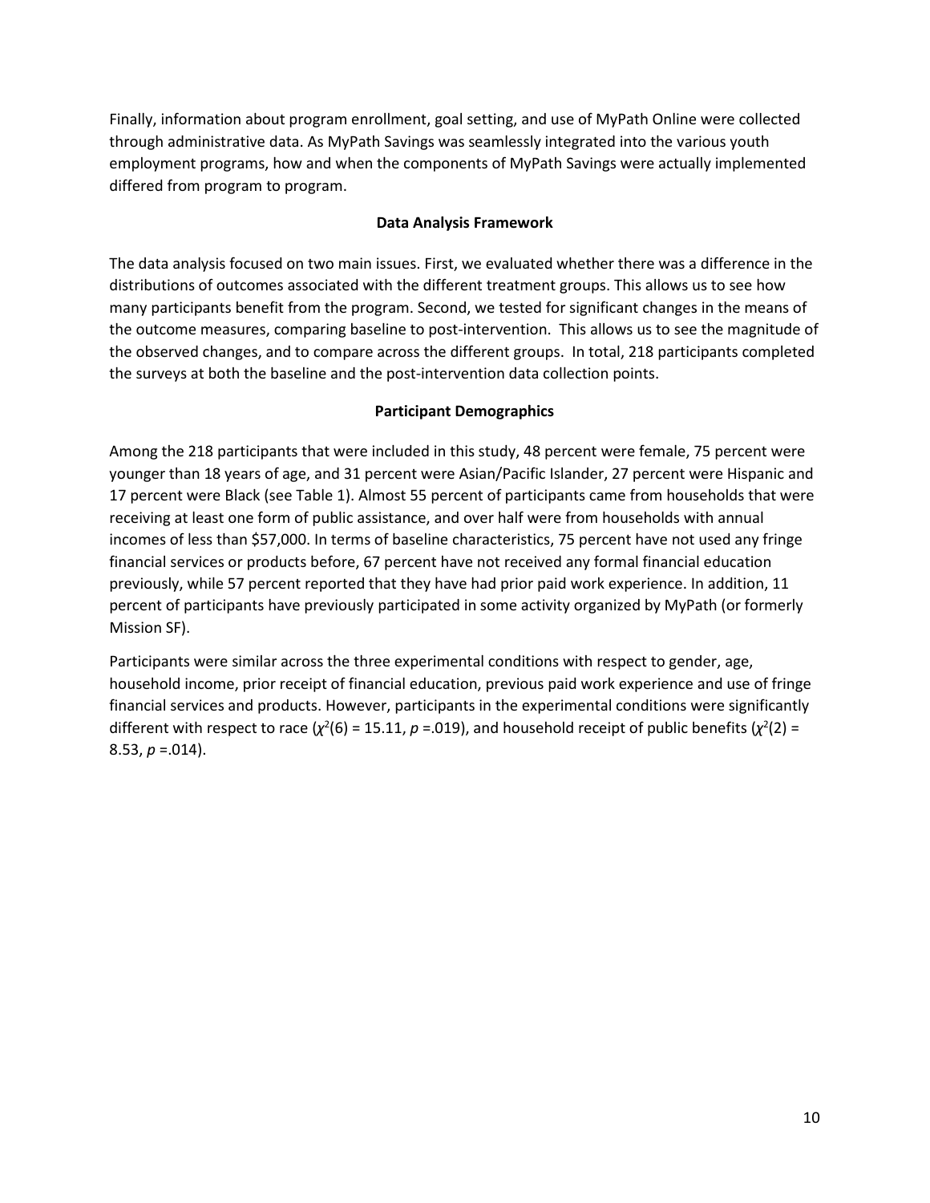Finally, information about program enrollment, goal setting, and use of MyPath Online were collected through administrative data. As MyPath Savings was seamlessly integrated into the various youth employment programs, how and when the components of MyPath Savings were actually implemented differed from program to program.

### Data Analysis Framework

The data analysis focused on two main issues. First, we evaluated whether there was a difference in the distributions of outcomes associated with the different treatment groups. This allows us to see how many participants benefit from the program. Second, we tested for significant changes in the means of the outcome measures, comparing baseline to post-intervention. This allows us to see the magnitude of the observed changes, and to compare across the different groups. In total, 218 participants completed the surveys at both the baseline and the post-intervention data collection points.

### Participant Demographics

Among the 218 participants that were included in this study, 48 percent were female, 75 percent were younger than 18 years of age, and 31 percent were Asian/Pacific Islander, 27 percent were Hispanic and 17 percent were Black (see Table 1). Almost 55 percent of participants came from households that were receiving at least one form of public assistance, and over half were from households with annual incomes of less than $57,000. In terms of baseline characteristics, 75 percent have not used any fringe financial services or products before, 67 percent have not received any formal financial education previously, while 57 percent reported that they have had prior paid work experience. In addition, 11 percent of participants have previously participated in some activity organized by MyPath (or formerly Mission SF).

Participants were similar across the three experimental conditions with respect to gender, age, household income, prior receipt of financial education, previous paid work experience and use of fringe financial services and products. However, participants in the experimental conditions were significantly different with respect to race ($\chi^2(6) = 15.11$, $p = .019$), and household receipt of public benefits ($\chi^2(2) = 8.53$, $p = .014$).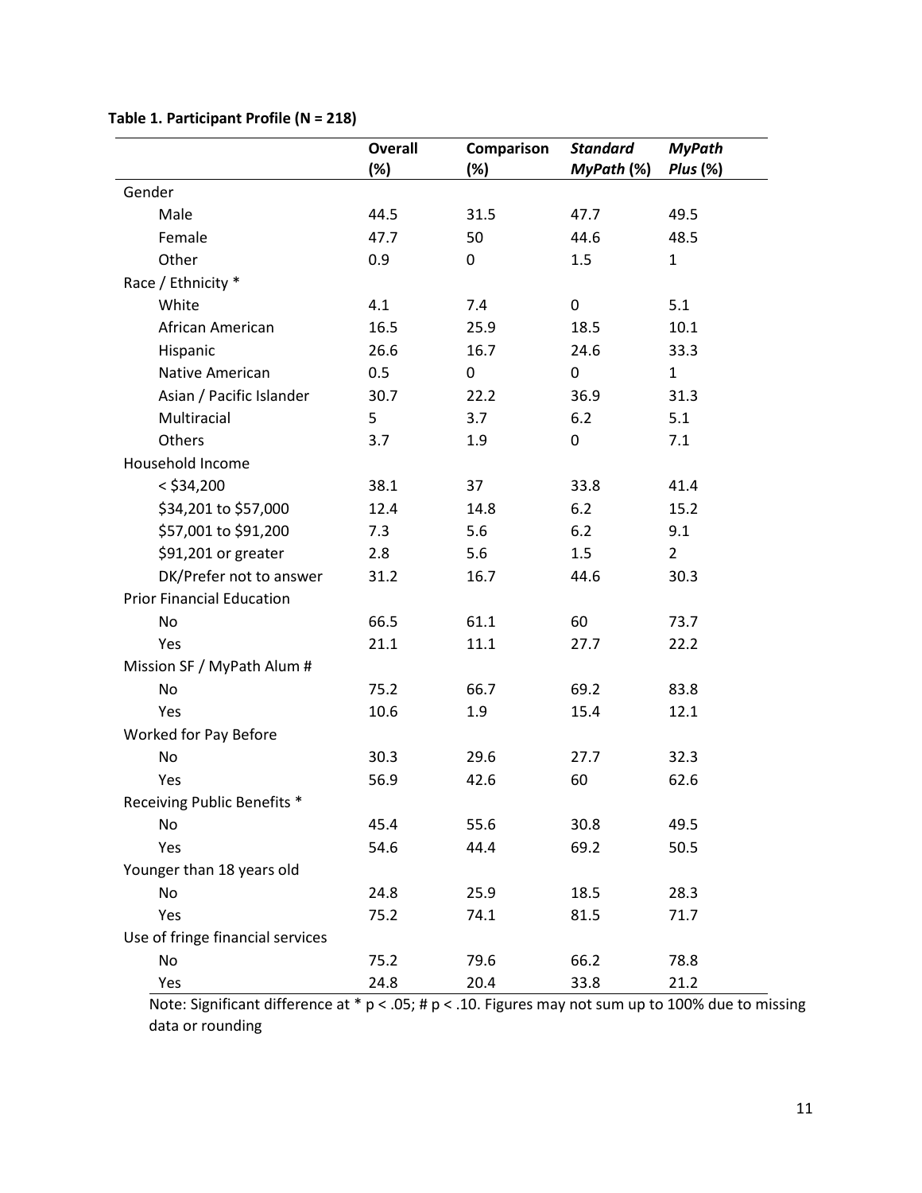**Table 1. Participant Profile (N = 218)**

| | Overall (%) | Comparison (%) | *Standard MyPath* (%) | *MyPath Plus* (%) |
|---|---|---|---|---|
| Gender | | | | |
| Male | 44.5 | 31.5 | 47.7 | 49.5 |
| Female | 47.7 | 50 | 44.6 | 48.5 |
| Other | 0.9 | 0 | 1.5 | 1 |
| Race / Ethnicity * | | | | |
| White | 4.1 | 7.4 | 0 | 5.1 |
| African American | 16.5 | 25.9 | 18.5 | 10.1 |
| Hispanic | 26.6 | 16.7 | 24.6 | 33.3 |
| Native American | 0.5 | 0 | 0 | 1 |
| Asian / Pacific Islander | 30.7 | 22.2 | 36.9 | 31.3 |
| Multiracial | 5 | 3.7 | 6.2 | 5.1 |
| Others | 3.7 | 1.9 | 0 | 7.1 |
| Household Income | | | | |
| < $34,200 | 38.1 | 37 | 33.8 | 41.4 |
| $34,201 to $57,000 | 12.4 | 14.8 | 6.2 | 15.2 |
| $57,001 to $91,200 | 7.3 | 5.6 | 6.2 | 9.1 |
| $91,201 or greater | 2.8 | 5.6 | 1.5 | 2 |
| DK/Prefer not to answer | 31.2 | 16.7 | 44.6 | 30.3 |
| Prior Financial Education | | | | |
| No | 66.5 | 61.1 | 60 | 73.7 |
| Yes | 21.1 | 11.1 | 27.7 | 22.2 |
| Mission SF / MyPath Alum # | | | | |
| No | 75.2 | 66.7 | 69.2 | 83.8 |
| Yes | 10.6 | 1.9 | 15.4 | 12.1 |
| Worked for Pay Before | | | | |
| No | 30.3 | 29.6 | 27.7 | 32.3 |
| Yes | 56.9 | 42.6 | 60 | 62.6 |
| Receiving Public Benefits * | | | | |
| No | 45.4 | 55.6 | 30.8 | 49.5 |
| Yes | 54.6 | 44.4 | 69.2 | 50.5 |
| Younger than 18 years old | | | | |
| No | 24.8 | 25.9 | 18.5 | 28.3 |
| Yes | 75.2 | 74.1 | 81.5 | 71.7 |
| Use of fringe financial services | | | | |
| No | 75.2 | 79.6 | 66.2 | 78.8 |
| Yes | 24.8 | 20.4 | 33.8 | 21.2 |

Note: Significant difference at * $p < .05$; # $p < .10$. Figures may not sum up to 100% due to missing data or rounding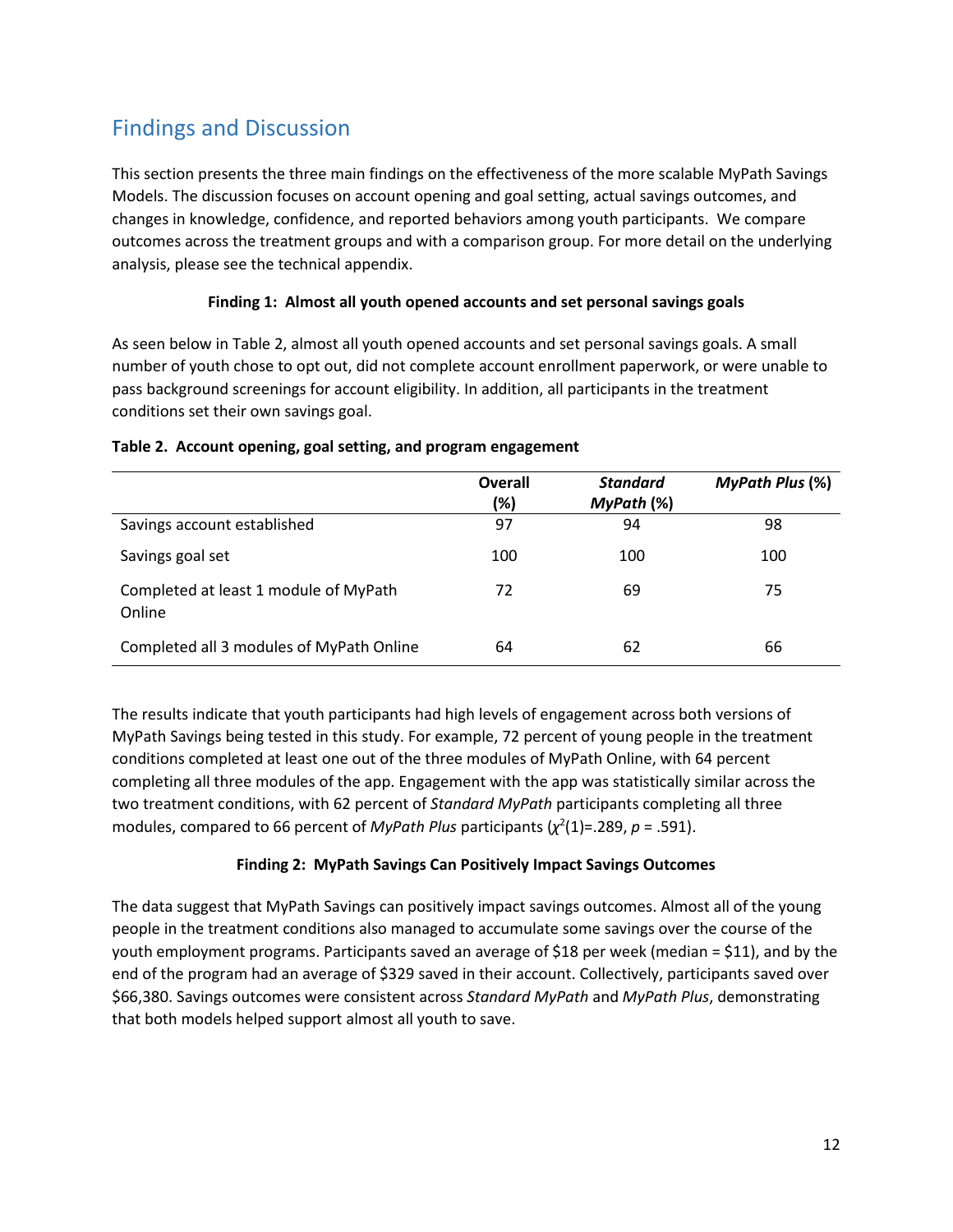## Findings and Discussion

This section presents the three main findings on the effectiveness of the more scalable MyPath Savings Models. The discussion focuses on account opening and goal setting, actual savings outcomes, and changes in knowledge, confidence, and reported behaviors among youth participants. We compare outcomes across the treatment groups and with a comparison group. For more detail on the underlying analysis, please see the technical appendix.

**Finding 1: Almost all youth opened accounts and set personal savings goals**

As seen below in Table 2, almost all youth opened accounts and set personal savings goals. A small number of youth chose to opt out, did not complete account enrollment paperwork, or were unable to pass background screenings for account eligibility. In addition, all participants in the treatment conditions set their own savings goal.

**Table 2. Account opening, goal setting, and program engagement**

| | Overall (%) | *Standard MyPath* (%) | *MyPath Plus* (%) |
|---|---|---|---|
| Savings account established | 97 | 94 | 98 |
| Savings goal set | 100 | 100 | 100 |
| Completed at least 1 module of MyPath Online | 72 | 69 | 75 |
| Completed all 3 modules of MyPath Online | 64 | 62 | 66 |

The results indicate that youth participants had high levels of engagement across both versions of MyPath Savings being tested in this study. For example, 72 percent of young people in the treatment conditions completed at least one out of the three modules of MyPath Online, with 64 percent completing all three modules of the app. Engagement with the app was statistically similar across the two treatment conditions, with 62 percent of *Standard MyPath* participants completing all three modules, compared to 66 percent of *MyPath Plus* participants ($\chi^2(1)=.289$, $p = .591$).

**Finding 2: MyPath Savings Can Positively Impact Savings Outcomes**

The data suggest that MyPath Savings can positively impact savings outcomes. Almost all of the young people in the treatment conditions also managed to accumulate some savings over the course of the youth employment programs. Participants saved an average of $18 per week (median = $11), and by the end of the program had an average of $329 saved in their account. Collectively, participants saved over $66,380. Savings outcomes were consistent across *Standard MyPath* and *MyPath Plus*, demonstrating that both models helped support almost all youth to save.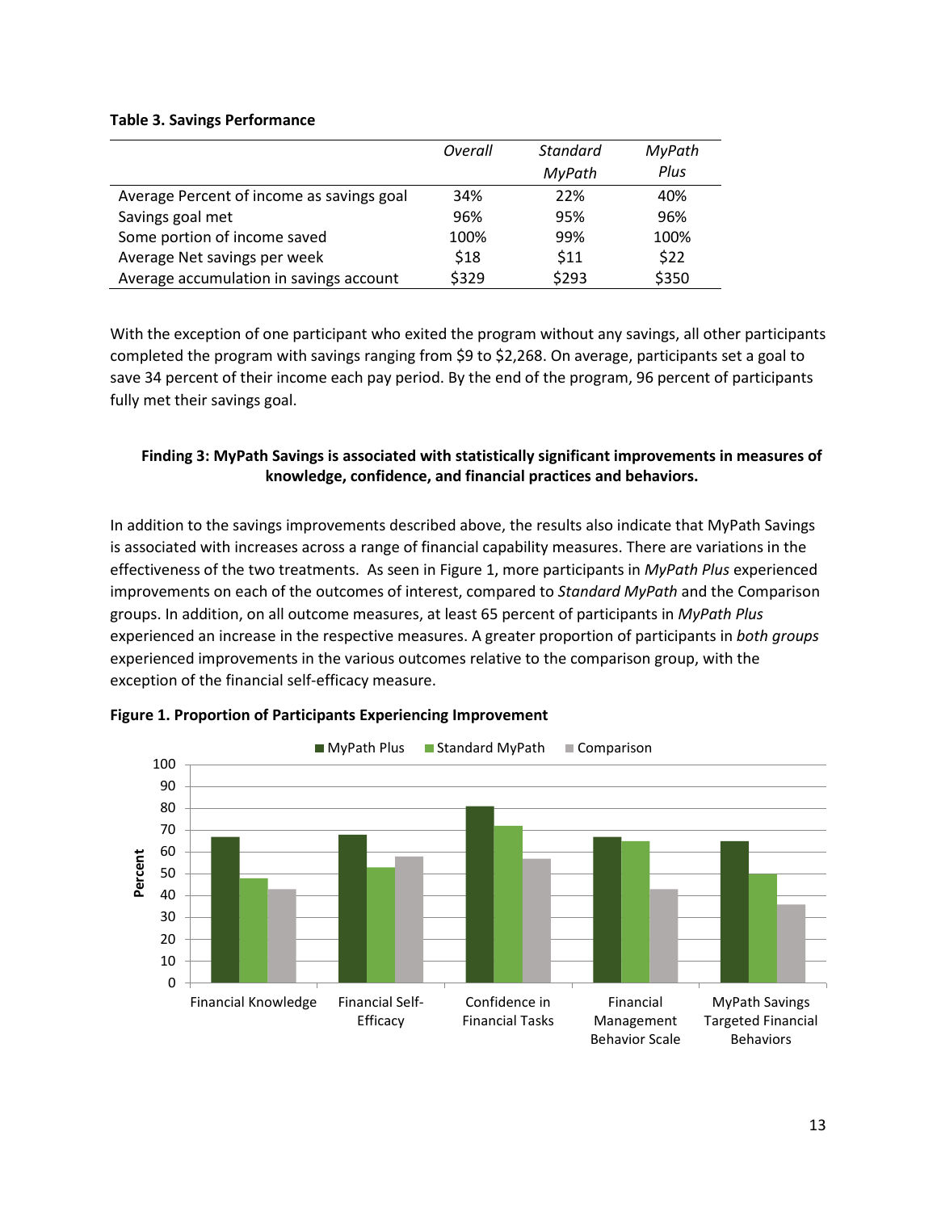**Table 3. Savings Performance**

| | *Overall* | *Standard MyPath* | *MyPath Plus* |
|---|---|---|---|
| Average Percent of income as savings goal | 34% | 22% | 40% |
| Savings goal met | 96% | 95% | 96% |
| Some portion of income saved | 100% | 99% | 100% |
| Average Net savings per week | $18 | $11 | $22 |
| Average accumulation in savings account | $329 | $293 | $350 |

With the exception of one participant who exited the program without any savings, all other participants completed the program with savings ranging from $9 to $2,268. On average, participants set a goal to save 34 percent of their income each pay period. By the end of the program, 96 percent of participants fully met their savings goal.

**Finding 3: MyPath Savings is associated with statistically significant improvements in measures of knowledge, confidence, and financial practices and behaviors.**

In addition to the savings improvements described above, the results also indicate that MyPath Savings is associated with increases across a range of financial capability measures. There are variations in the effectiveness of the two treatments. As seen in Figure 1, more participants in *MyPath Plus* experienced improvements on each of the outcomes of interest, compared to *Standard MyPath* and the Comparison groups. In addition, on all outcome measures, at least 65 percent of participants in *MyPath Plus* experienced an increase in the respective measures. A greater proportion of participants in *both groups* experienced improvements in the various outcomes relative to the comparison group, with the exception of the financial self-efficacy measure.

**Figure 1. Proportion of Participants Experiencing Improvement**

| Percent | MyPath Plus | Standard MyPath | Comparison |
|---|---|---|---|
| Financial Knowledge | 67 | 48 | 43 |
| Financial Self-Efficacy | 68 | 53 | 58 |
| Confidence in Financial Tasks | 81 | 72 | 57 |
| Financial Management Behavior Scale | 67 | 65 | 43 |
| MyPath Savings Targeted Financial Behaviors | 65 | 50 | 36 |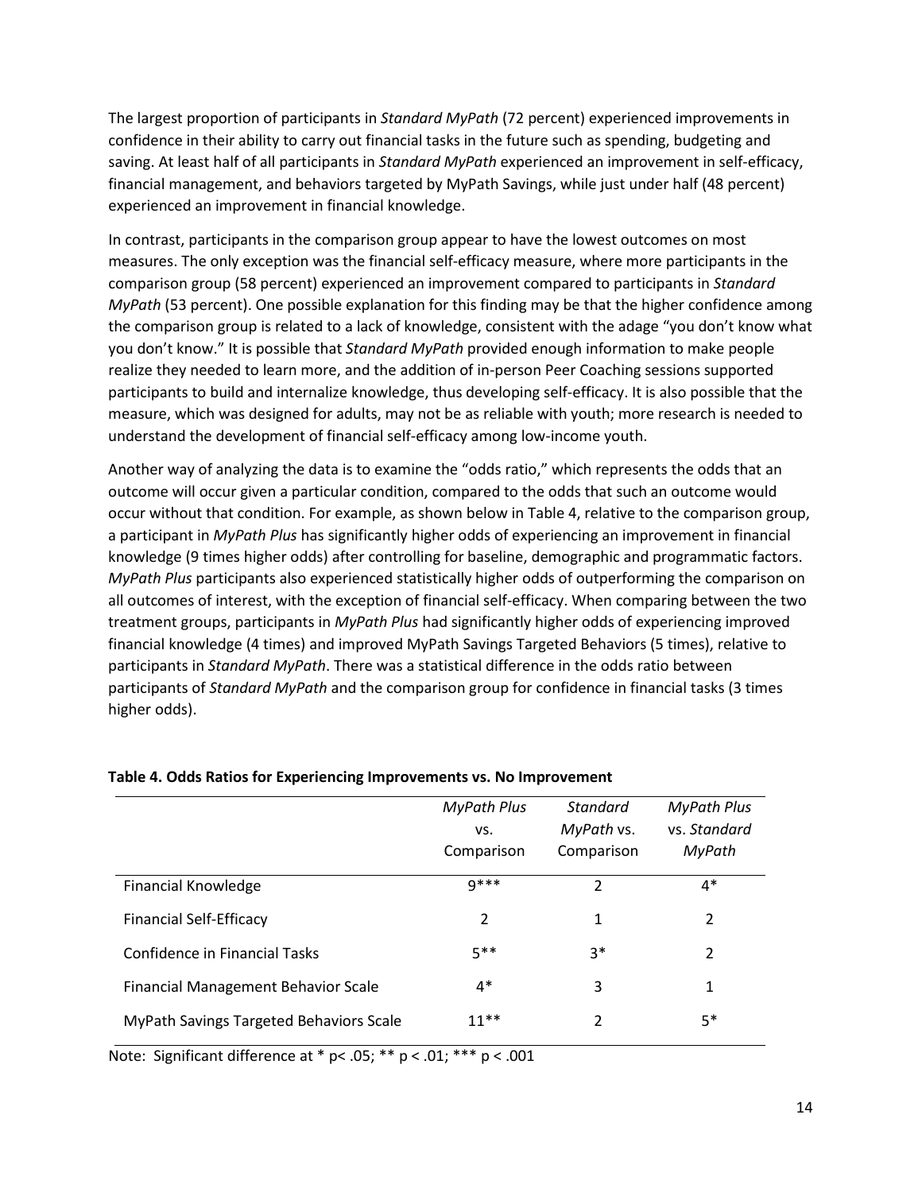The largest proportion of participants in *Standard MyPath* (72 percent) experienced improvements in confidence in their ability to carry out financial tasks in the future such as spending, budgeting and saving. At least half of all participants in *Standard MyPath* experienced an improvement in self-efficacy, financial management, and behaviors targeted by MyPath Savings, while just under half (48 percent) experienced an improvement in financial knowledge.

In contrast, participants in the comparison group appear to have the lowest outcomes on most measures. The only exception was the financial self-efficacy measure, where more participants in the comparison group (58 percent) experienced an improvement compared to participants in *Standard MyPath* (53 percent). One possible explanation for this finding may be that the higher confidence among the comparison group is related to a lack of knowledge, consistent with the adage "you don't know what you don't know." It is possible that *Standard MyPath* provided enough information to make people realize they needed to learn more, and the addition of in-person Peer Coaching sessions supported participants to build and internalize knowledge, thus developing self-efficacy. It is also possible that the measure, which was designed for adults, may not be as reliable with youth; more research is needed to understand the development of financial self-efficacy among low-income youth.

Another way of analyzing the data is to examine the "odds ratio," which represents the odds that an outcome will occur given a particular condition, compared to the odds that such an outcome would occur without that condition. For example, as shown below in Table 4, relative to the comparison group, a participant in *MyPath Plus* has significantly higher odds of experiencing an improvement in financial knowledge (9 times higher odds) after controlling for baseline, demographic and programmatic factors. *MyPath Plus* participants also experienced statistically higher odds of outperforming the comparison on all outcomes of interest, with the exception of financial self-efficacy. When comparing between the two treatment groups, participants in *MyPath Plus* had significantly higher odds of experiencing improved financial knowledge (4 times) and improved MyPath Savings Targeted Behaviors (5 times), relative to participants in *Standard MyPath*. There was a statistical difference in the odds ratio between participants of *Standard MyPath* and the comparison group for confidence in financial tasks (3 times higher odds).

**Table 4. Odds Ratios for Experiencing Improvements vs. No Improvement**

| | *MyPath Plus* vs. Comparison | *Standard MyPath* vs. Comparison | *MyPath Plus* vs. *Standard MyPath* |
|---|---|---|---|
| Financial Knowledge | 9*** | 2 | 4* |
| Financial Self-Efficacy | 2 | 1 | 2 |
| Confidence in Financial Tasks | 5** | 3* | 2 |
| Financial Management Behavior Scale | 4* | 3 | 1 |
| MyPath Savings Targeted Behaviors Scale | 11** | 2 | 5* |

Note: Significant difference at * $p < .05$; ** $p < .01$; *** $p < .001$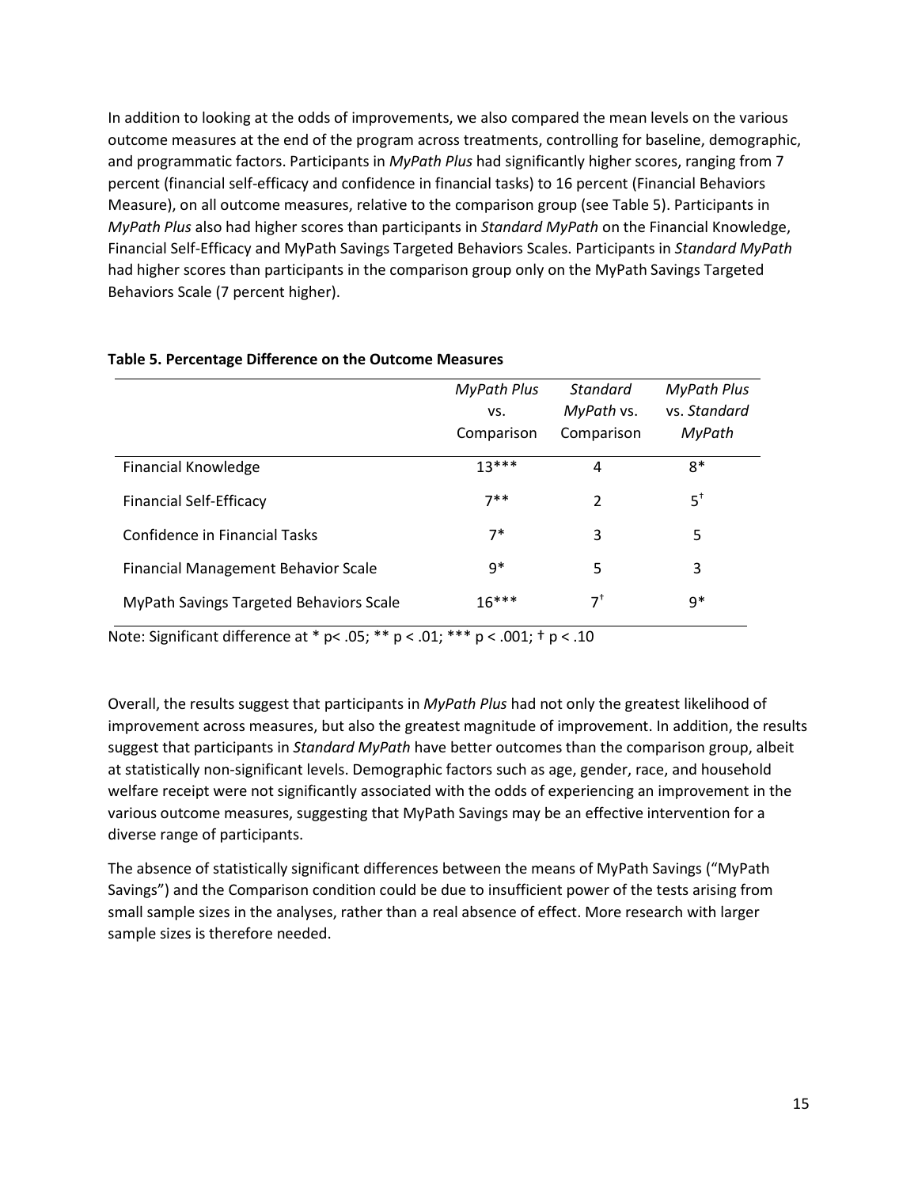In addition to looking at the odds of improvements, we also compared the mean levels on the various outcome measures at the end of the program across treatments, controlling for baseline, demographic, and programmatic factors. Participants in *MyPath Plus* had significantly higher scores, ranging from 7 percent (financial self-efficacy and confidence in financial tasks) to 16 percent (Financial Behaviors Measure), on all outcome measures, relative to the comparison group (see Table 5). Participants in *MyPath Plus* also had higher scores than participants in *Standard MyPath* on the Financial Knowledge, Financial Self-Efficacy and MyPath Savings Targeted Behaviors Scales. Participants in *Standard MyPath* had higher scores than participants in the comparison group only on the MyPath Savings Targeted Behaviors Scale (7 percent higher).

**Table 5. Percentage Difference on the Outcome Measures**

| | *MyPath Plus* vs. Comparison | *Standard MyPath* vs. Comparison | *MyPath Plus* vs. *Standard MyPath* |
|---|---|---|---|
| Financial Knowledge | 13*** | 4 | 8* |
| Financial Self-Efficacy | 7** | 2 | 5† |
| Confidence in Financial Tasks | 7* | 3 | 5 |
| Financial Management Behavior Scale | 9* | 5 | 3 |
| MyPath Savings Targeted Behaviors Scale | 16*** | 7† | 9* |

Note: Significant difference at * $p < .05$; ** $p < .01$; *** $p < .001$; † $p < .10$

Overall, the results suggest that participants in *MyPath Plus* had not only the greatest likelihood of improvement across measures, but also the greatest magnitude of improvement. In addition, the results suggest that participants in *Standard MyPath* have better outcomes than the comparison group, albeit at statistically non-significant levels. Demographic factors such as age, gender, race, and household welfare receipt were not significantly associated with the odds of experiencing an improvement in the various outcome measures, suggesting that MyPath Savings may be an effective intervention for a diverse range of participants.

The absence of statistically significant differences between the means of MyPath Savings ("MyPath Savings") and the Comparison condition could be due to insufficient power of the tests arising from small sample sizes in the analyses, rather than a real absence of effect. More research with larger sample sizes is therefore needed.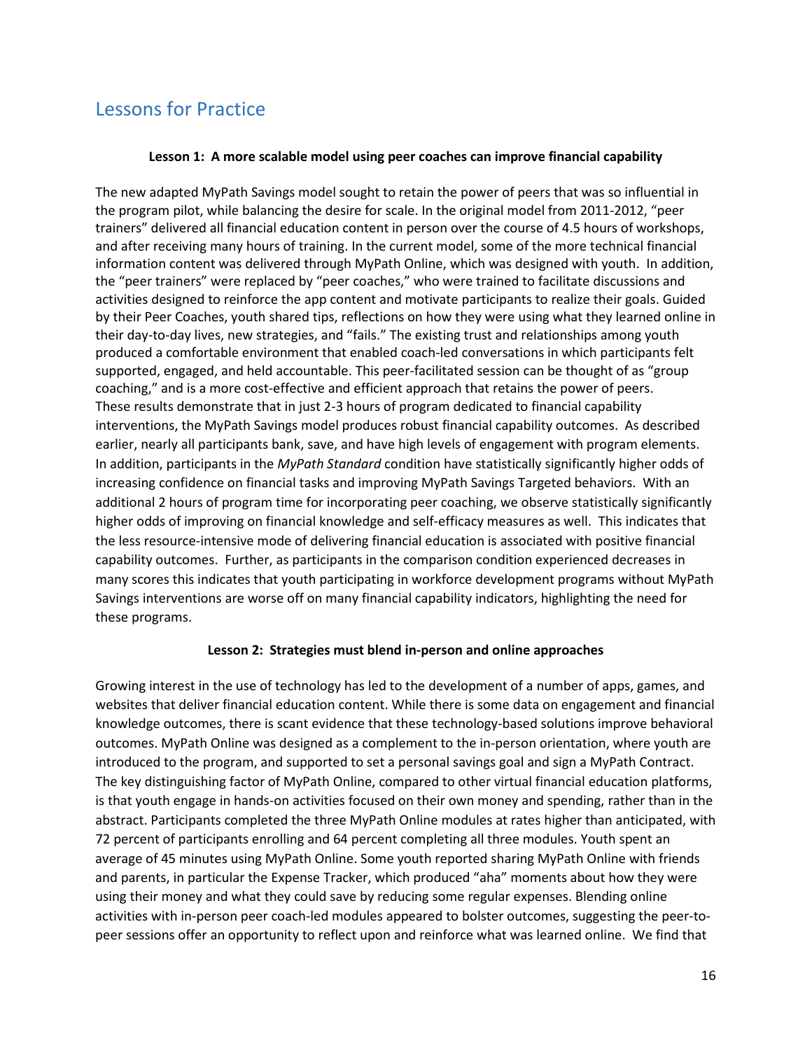## Lessons for Practice

**Lesson 1: A more scalable model using peer coaches can improve financial capability**

The new adapted MyPath Savings model sought to retain the power of peers that was so influential in the program pilot, while balancing the desire for scale. In the original model from 2011-2012, "peer trainers" delivered all financial education content in person over the course of 4.5 hours of workshops, and after receiving many hours of training. In the current model, some of the more technical financial information content was delivered through MyPath Online, which was designed with youth. In addition, the "peer trainers" were replaced by "peer coaches," who were trained to facilitate discussions and activities designed to reinforce the app content and motivate participants to realize their goals. Guided by their Peer Coaches, youth shared tips, reflections on how they were using what they learned online in their day-to-day lives, new strategies, and "fails." The existing trust and relationships among youth produced a comfortable environment that enabled coach-led conversations in which participants felt supported, engaged, and held accountable. This peer-facilitated session can be thought of as "group coaching," and is a more cost-effective and efficient approach that retains the power of peers. These results demonstrate that in just 2-3 hours of program dedicated to financial capability interventions, the MyPath Savings model produces robust financial capability outcomes. As described earlier, nearly all participants bank, save, and have high levels of engagement with program elements. In addition, participants in the *MyPath Standard* condition have statistically significantly higher odds of increasing confidence on financial tasks and improving MyPath Savings Targeted behaviors. With an additional 2 hours of program time for incorporating peer coaching, we observe statistically significantly higher odds of improving on financial knowledge and self-efficacy measures as well. This indicates that the less resource-intensive mode of delivering financial education is associated with positive financial capability outcomes. Further, as participants in the comparison condition experienced decreases in many scores this indicates that youth participating in workforce development programs without MyPath Savings interventions are worse off on many financial capability indicators, highlighting the need for these programs.

**Lesson 2: Strategies must blend in-person and online approaches**

Growing interest in the use of technology has led to the development of a number of apps, games, and websites that deliver financial education content. While there is some data on engagement and financial knowledge outcomes, there is scant evidence that these technology-based solutions improve behavioral outcomes. MyPath Online was designed as a complement to the in-person orientation, where youth are introduced to the program, and supported to set a personal savings goal and sign a MyPath Contract. The key distinguishing factor of MyPath Online, compared to other virtual financial education platforms, is that youth engage in hands-on activities focused on their own money and spending, rather than in the abstract. Participants completed the three MyPath Online modules at rates higher than anticipated, with 72 percent of participants enrolling and 64 percent completing all three modules. Youth spent an average of 45 minutes using MyPath Online. Some youth reported sharing MyPath Online with friends and parents, in particular the Expense Tracker, which produced "aha" moments about how they were using their money and what they could save by reducing some regular expenses. Blending online activities with in-person peer coach-led modules appeared to bolster outcomes, suggesting the peer-to-peer sessions offer an opportunity to reflect upon and reinforce what was learned online. We find that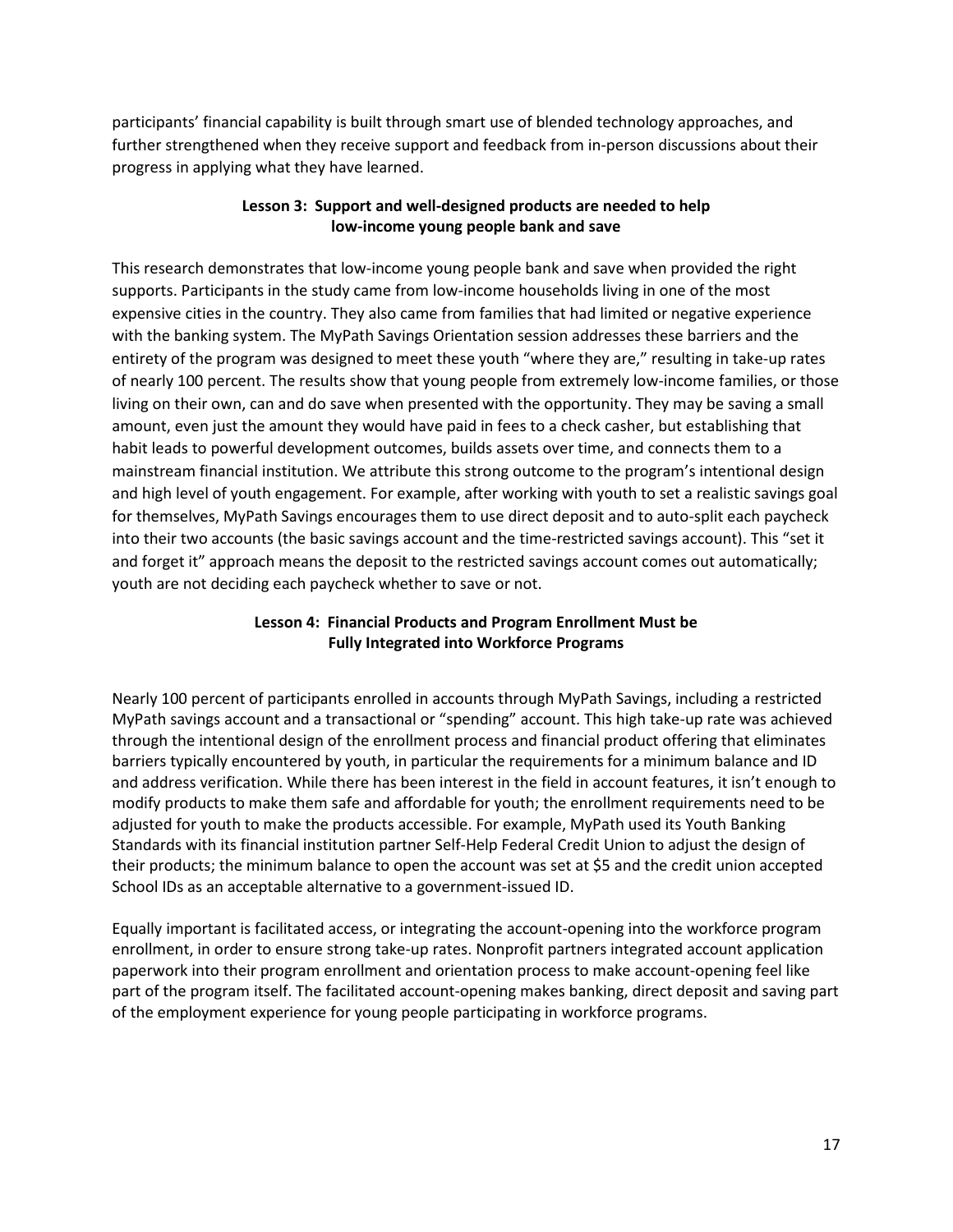participants' financial capability is built through smart use of blended technology approaches, and further strengthened when they receive support and feedback from in-person discussions about their progress in applying what they have learned.

### Lesson 3: Support and well-designed products are needed to help low-income young people bank and save

This research demonstrates that low-income young people bank and save when provided the right supports. Participants in the study came from low-income households living in one of the most expensive cities in the country. They also came from families that had limited or negative experience with the banking system. The MyPath Savings Orientation session addresses these barriers and the entirety of the program was designed to meet these youth "where they are," resulting in take-up rates of nearly 100 percent. The results show that young people from extremely low-income families, or those living on their own, can and do save when presented with the opportunity. They may be saving a small amount, even just the amount they would have paid in fees to a check casher, but establishing that habit leads to powerful development outcomes, builds assets over time, and connects them to a mainstream financial institution. We attribute this strong outcome to the program's intentional design and high level of youth engagement. For example, after working with youth to set a realistic savings goal for themselves, MyPath Savings encourages them to use direct deposit and to auto-split each paycheck into their two accounts (the basic savings account and the time-restricted savings account). This "set it and forget it" approach means the deposit to the restricted savings account comes out automatically; youth are not deciding each paycheck whether to save or not.

### Lesson 4: Financial Products and Program Enrollment Must be Fully Integrated into Workforce Programs

Nearly 100 percent of participants enrolled in accounts through MyPath Savings, including a restricted MyPath savings account and a transactional or "spending" account. This high take-up rate was achieved through the intentional design of the enrollment process and financial product offering that eliminates barriers typically encountered by youth, in particular the requirements for a minimum balance and ID and address verification. While there has been interest in the field in account features, it isn't enough to modify products to make them safe and affordable for youth; the enrollment requirements need to be adjusted for youth to make the products accessible. For example, MyPath used its Youth Banking Standards with its financial institution partner Self-Help Federal Credit Union to adjust the design of their products; the minimum balance to open the account was set at $5 and the credit union accepted School IDs as an acceptable alternative to a government-issued ID.

Equally important is facilitated access, or integrating the account-opening into the workforce program enrollment, in order to ensure strong take-up rates. Nonprofit partners integrated account application paperwork into their program enrollment and orientation process to make account-opening feel like part of the program itself. The facilitated account-opening makes banking, direct deposit and saving part of the employment experience for young people participating in workforce programs.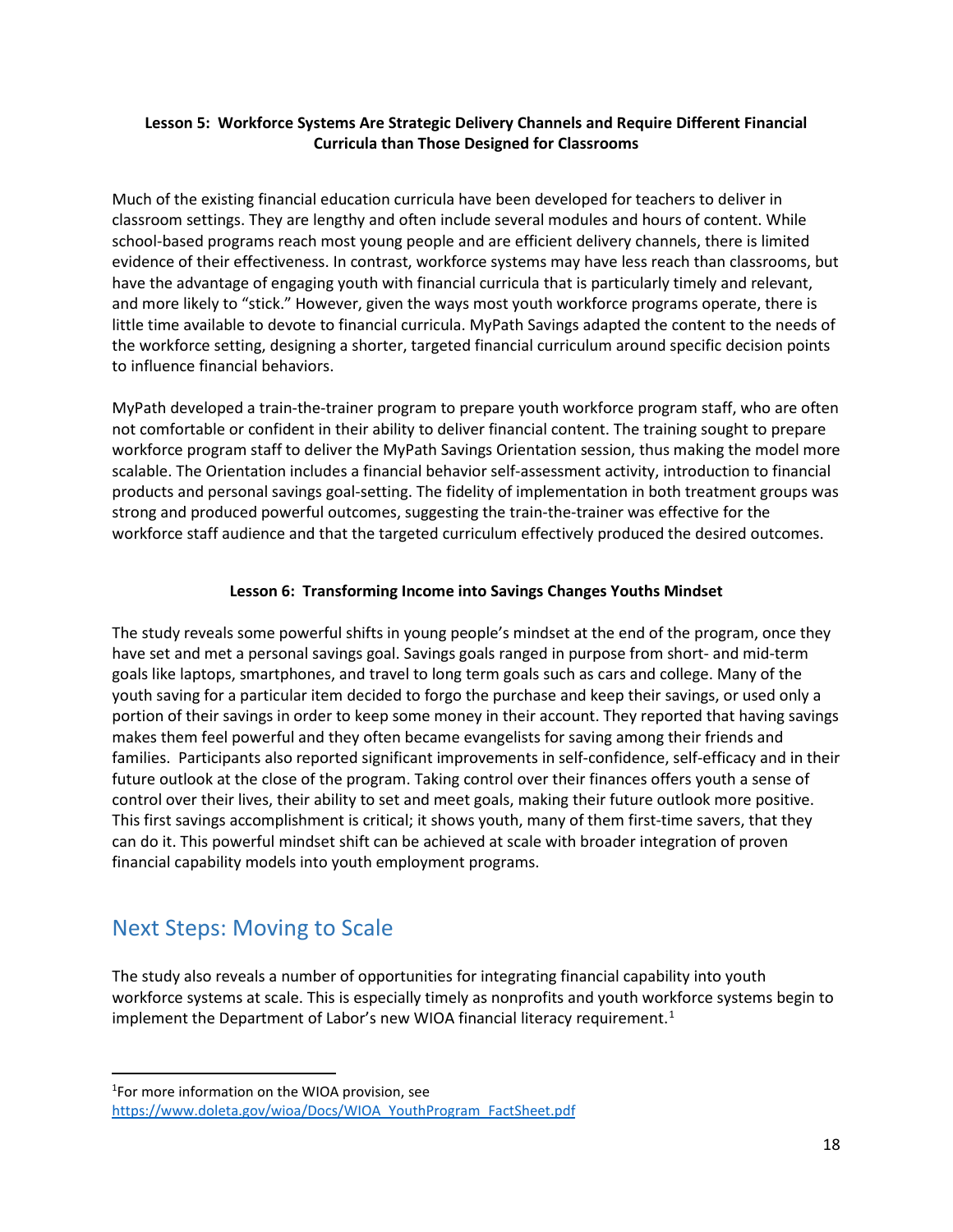**Lesson 5: Workforce Systems Are Strategic Delivery Channels and Require Different Financial Curricula than Those Designed for Classrooms**

Much of the existing financial education curricula have been developed for teachers to deliver in classroom settings. They are lengthy and often include several modules and hours of content. While school-based programs reach most young people and are efficient delivery channels, there is limited evidence of their effectiveness. In contrast, workforce systems may have less reach than classrooms, but have the advantage of engaging youth with financial curricula that is particularly timely and relevant, and more likely to "stick." However, given the ways most youth workforce programs operate, there is little time available to devote to financial curricula. MyPath Savings adapted the content to the needs of the workforce setting, designing a shorter, targeted financial curriculum around specific decision points to influence financial behaviors.

MyPath developed a train-the-trainer program to prepare youth workforce program staff, who are often not comfortable or confident in their ability to deliver financial content. The training sought to prepare workforce program staff to deliver the MyPath Savings Orientation session, thus making the model more scalable. The Orientation includes a financial behavior self-assessment activity, introduction to financial products and personal savings goal-setting. The fidelity of implementation in both treatment groups was strong and produced powerful outcomes, suggesting the train-the-trainer was effective for the workforce staff audience and that the targeted curriculum effectively produced the desired outcomes.

**Lesson 6: Transforming Income into Savings Changes Youths Mindset**

The study reveals some powerful shifts in young people's mindset at the end of the program, once they have set and met a personal savings goal. Savings goals ranged in purpose from short- and mid-term goals like laptops, smartphones, and travel to long term goals such as cars and college. Many of the youth saving for a particular item decided to forgo the purchase and keep their savings, or used only a portion of their savings in order to keep some money in their account. They reported that having savings makes them feel powerful and they often became evangelists for saving among their friends and families. Participants also reported significant improvements in self-confidence, self-efficacy and in their future outlook at the close of the program. Taking control over their finances offers youth a sense of control over their lives, their ability to set and meet goals, making their future outlook more positive. This first savings accomplishment is critical; it shows youth, many of them first-time savers, that they can do it. This powerful mindset shift can be achieved at scale with broader integration of proven financial capability models into youth employment programs.

## Next Steps: Moving to Scale

The study also reveals a number of opportunities for integrating financial capability into youth workforce systems at scale. This is especially timely as nonprofits and youth workforce systems begin to implement the Department of Labor's new WIOA financial literacy requirement.[1]

[1]For more information on the WIOA provision, see https://www.doleta.gov/wioa/Docs/WIOA_YouthProgram_FactSheet.pdf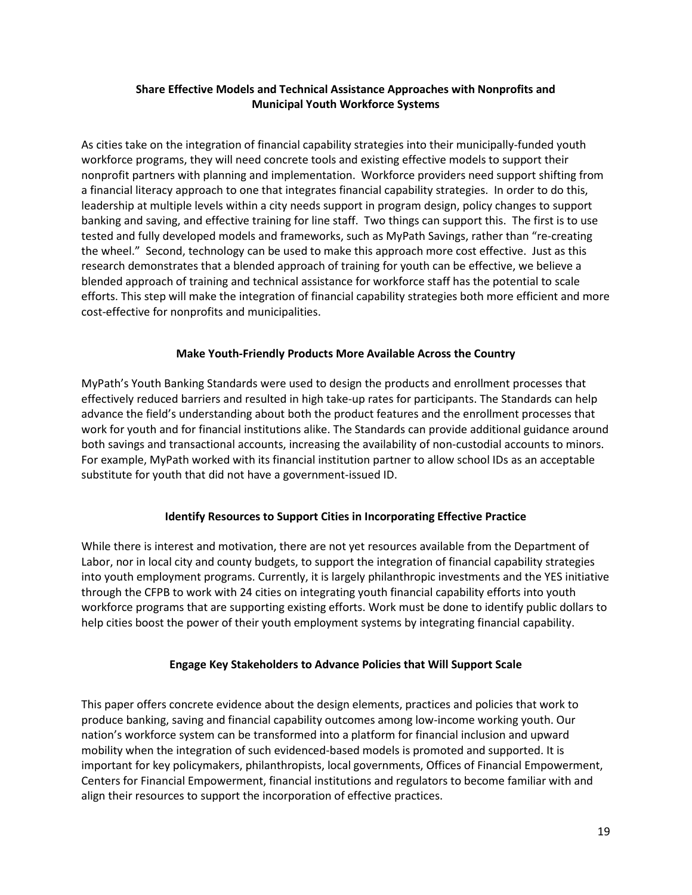### Share Effective Models and Technical Assistance Approaches with Nonprofits and Municipal Youth Workforce Systems

As cities take on the integration of financial capability strategies into their municipally-funded youth workforce programs, they will need concrete tools and existing effective models to support their nonprofit partners with planning and implementation. Workforce providers need support shifting from a financial literacy approach to one that integrates financial capability strategies. In order to do this, leadership at multiple levels within a city needs support in program design, policy changes to support banking and saving, and effective training for line staff. Two things can support this. The first is to use tested and fully developed models and frameworks, such as MyPath Savings, rather than "re-creating the wheel." Second, technology can be used to make this approach more cost effective. Just as this research demonstrates that a blended approach of training for youth can be effective, we believe a blended approach of training and technical assistance for workforce staff has the potential to scale efforts. This step will make the integration of financial capability strategies both more efficient and more cost-effective for nonprofits and municipalities.

### Make Youth-Friendly Products More Available Across the Country

MyPath's Youth Banking Standards were used to design the products and enrollment processes that effectively reduced barriers and resulted in high take-up rates for participants. The Standards can help advance the field's understanding about both the product features and the enrollment processes that work for youth and for financial institutions alike. The Standards can provide additional guidance around both savings and transactional accounts, increasing the availability of non-custodial accounts to minors. For example, MyPath worked with its financial institution partner to allow school IDs as an acceptable substitute for youth that did not have a government-issued ID.

### Identify Resources to Support Cities in Incorporating Effective Practice

While there is interest and motivation, there are not yet resources available from the Department of Labor, nor in local city and county budgets, to support the integration of financial capability strategies into youth employment programs. Currently, it is largely philanthropic investments and the YES initiative through the CFPB to work with 24 cities on integrating youth financial capability efforts into youth workforce programs that are supporting existing efforts. Work must be done to identify public dollars to help cities boost the power of their youth employment systems by integrating financial capability.

### Engage Key Stakeholders to Advance Policies that Will Support Scale

This paper offers concrete evidence about the design elements, practices and policies that work to produce banking, saving and financial capability outcomes among low-income working youth. Our nation's workforce system can be transformed into a platform for financial inclusion and upward mobility when the integration of such evidenced-based models is promoted and supported. It is important for key policymakers, philanthropists, local governments, Offices of Financial Empowerment, Centers for Financial Empowerment, financial institutions and regulators to become familiar with and align their resources to support the incorporation of effective practices.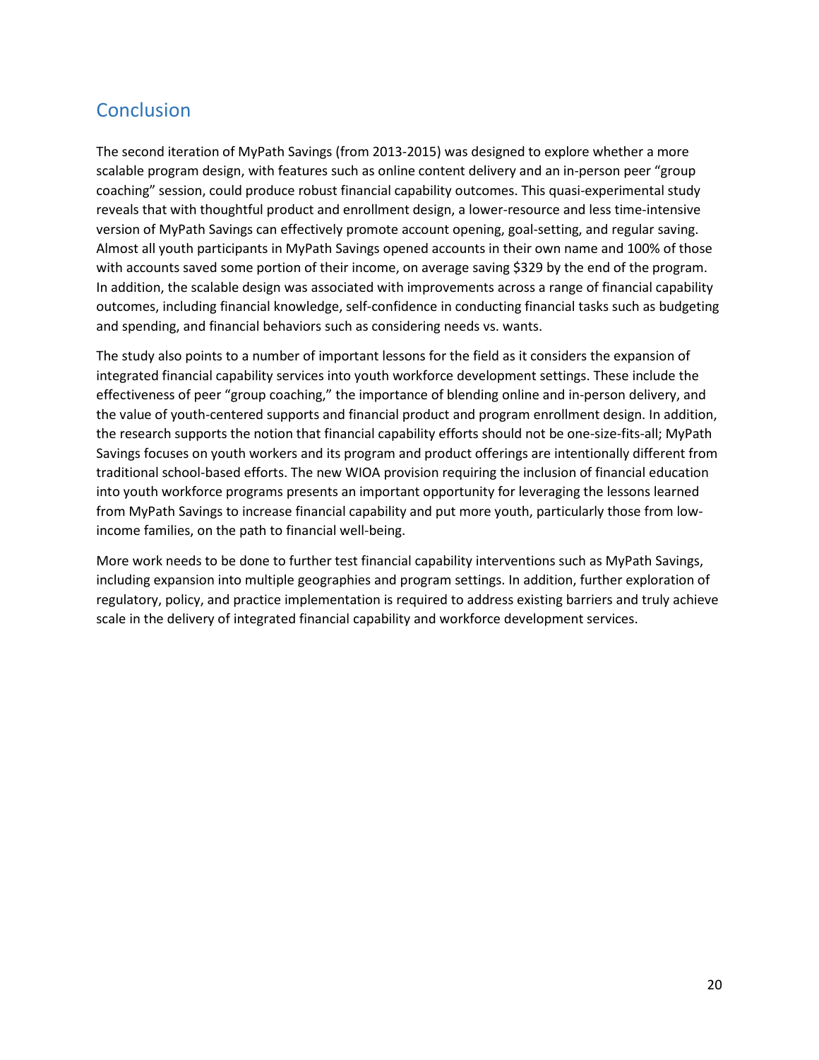## Conclusion

The second iteration of MyPath Savings (from 2013-2015) was designed to explore whether a more scalable program design, with features such as online content delivery and an in-person peer "group coaching" session, could produce robust financial capability outcomes. This quasi-experimental study reveals that with thoughtful product and enrollment design, a lower-resource and less time-intensive version of MyPath Savings can effectively promote account opening, goal-setting, and regular saving. Almost all youth participants in MyPath Savings opened accounts in their own name and 100% of those with accounts saved some portion of their income, on average saving $329 by the end of the program. In addition, the scalable design was associated with improvements across a range of financial capability outcomes, including financial knowledge, self-confidence in conducting financial tasks such as budgeting and spending, and financial behaviors such as considering needs vs. wants.

The study also points to a number of important lessons for the field as it considers the expansion of integrated financial capability services into youth workforce development settings. These include the effectiveness of peer "group coaching," the importance of blending online and in-person delivery, and the value of youth-centered supports and financial product and program enrollment design. In addition, the research supports the notion that financial capability efforts should not be one-size-fits-all; MyPath Savings focuses on youth workers and its program and product offerings are intentionally different from traditional school-based efforts. The new WIOA provision requiring the inclusion of financial education into youth workforce programs presents an important opportunity for leveraging the lessons learned from MyPath Savings to increase financial capability and put more youth, particularly those from low-income families, on the path to financial well-being.

More work needs to be done to further test financial capability interventions such as MyPath Savings, including expansion into multiple geographies and program settings. In addition, further exploration of regulatory, policy, and practice implementation is required to address existing barriers and truly achieve scale in the delivery of integrated financial capability and workforce development services.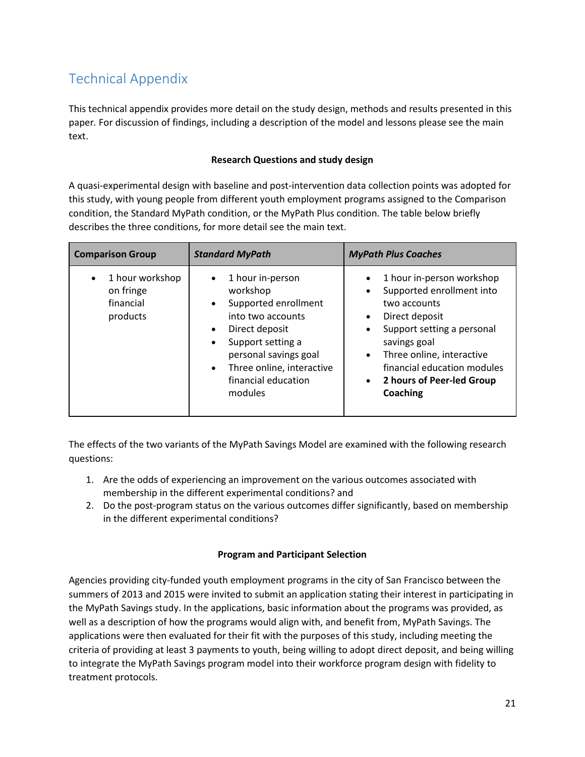# Technical Appendix

This technical appendix provides more detail on the study design, methods and results presented in this paper. For discussion of findings, including a description of the model and lessons please see the main text.

**Research Questions and study design**

A quasi-experimental design with baseline and post-intervention data collection points was adopted for this study, with young people from different youth employment programs assigned to the Comparison condition, the Standard MyPath condition, or the MyPath Plus condition. The table below briefly describes the three conditions, for more detail see the main text.

| **Comparison Group** | ***Standard MyPath*** | ***MyPath Plus Coaches*** |
|---|---|---|
| • 1 hour workshop on fringe financial products | • 1 hour in-person workshop<br>• Supported enrollment into two accounts<br>• Direct deposit<br>• Support setting a personal savings goal<br>• Three online, interactive financial education modules | • 1 hour in-person workshop<br>• Supported enrollment into two accounts<br>• Direct deposit<br>• Support setting a personal savings goal<br>• Three online, interactive financial education modules<br>• **2 hours of Peer-led Group Coaching** |

The effects of the two variants of the MyPath Savings Model are examined with the following research questions:

1. Are the odds of experiencing an improvement on the various outcomes associated with membership in the different experimental conditions? and
2. Do the post-program status on the various outcomes differ significantly, based on membership in the different experimental conditions?

**Program and Participant Selection**

Agencies providing city-funded youth employment programs in the city of San Francisco between the summers of 2013 and 2015 were invited to submit an application stating their interest in participating in the MyPath Savings study. In the applications, basic information about the programs was provided, as well as a description of how the programs would align with, and benefit from, MyPath Savings. The applications were then evaluated for their fit with the purposes of this study, including meeting the criteria of providing at least 3 payments to youth, being willing to adopt direct deposit, and being willing to integrate the MyPath Savings program model into their workforce program design with fidelity to treatment protocols.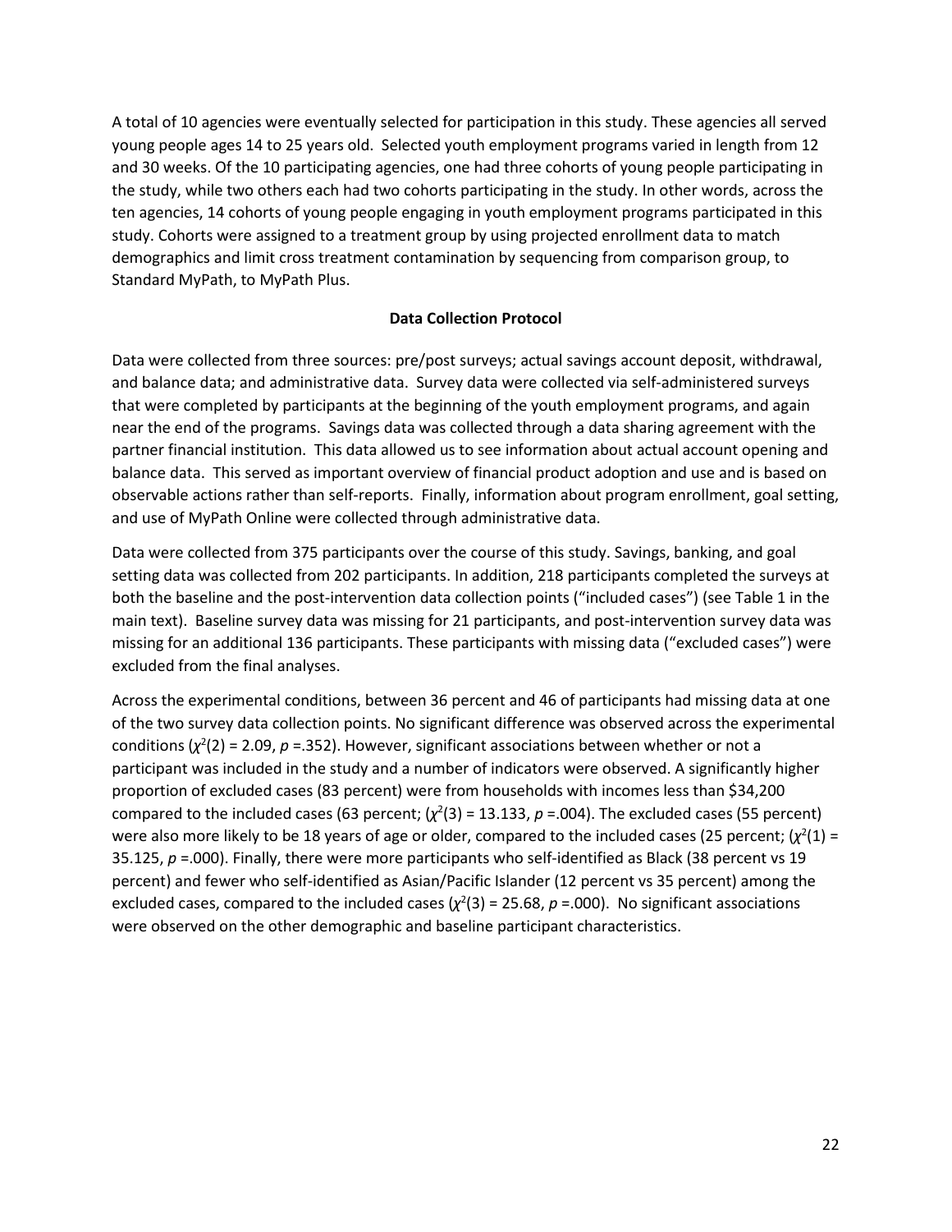A total of 10 agencies were eventually selected for participation in this study. These agencies all served young people ages 14 to 25 years old. Selected youth employment programs varied in length from 12 and 30 weeks. Of the 10 participating agencies, one had three cohorts of young people participating in the study, while two others each had two cohorts participating in the study. In other words, across the ten agencies, 14 cohorts of young people engaging in youth employment programs participated in this study. Cohorts were assigned to a treatment group by using projected enrollment data to match demographics and limit cross treatment contamination by sequencing from comparison group, to Standard MyPath, to MyPath Plus.

### Data Collection Protocol

Data were collected from three sources: pre/post surveys; actual savings account deposit, withdrawal, and balance data; and administrative data. Survey data were collected via self-administered surveys that were completed by participants at the beginning of the youth employment programs, and again near the end of the programs. Savings data was collected through a data sharing agreement with the partner financial institution. This data allowed us to see information about actual account opening and balance data. This served as important overview of financial product adoption and use and is based on observable actions rather than self-reports. Finally, information about program enrollment, goal setting, and use of MyPath Online were collected through administrative data.

Data were collected from 375 participants over the course of this study. Savings, banking, and goal setting data was collected from 202 participants. In addition, 218 participants completed the surveys at both the baseline and the post-intervention data collection points ("included cases") (see Table 1 in the main text). Baseline survey data was missing for 21 participants, and post-intervention survey data was missing for an additional 136 participants. These participants with missing data ("excluded cases") were excluded from the final analyses.

Across the experimental conditions, between 36 percent and 46 of participants had missing data at one of the two survey data collection points. No significant difference was observed across the experimental conditions ($\chi^2(2) = 2.09$, $p$ =.352). However, significant associations between whether or not a participant was included in the study and a number of indicators were observed. A significantly higher proportion of excluded cases (83 percent) were from households with incomes less than $34,200 compared to the included cases (63 percent; ($\chi^2(3) = 13.133$, $p$ =.004). The excluded cases (55 percent) were also more likely to be 18 years of age or older, compared to the included cases (25 percent; ($\chi^2(1) = 35.125$, $p$ =.000). Finally, there were more participants who self-identified as Black (38 percent vs 19 percent) and fewer who self-identified as Asian/Pacific Islander (12 percent vs 35 percent) among the excluded cases, compared to the included cases ($\chi^2(3) = 25.68$, $p$ =.000). No significant associations were observed on the other demographic and baseline participant characteristics.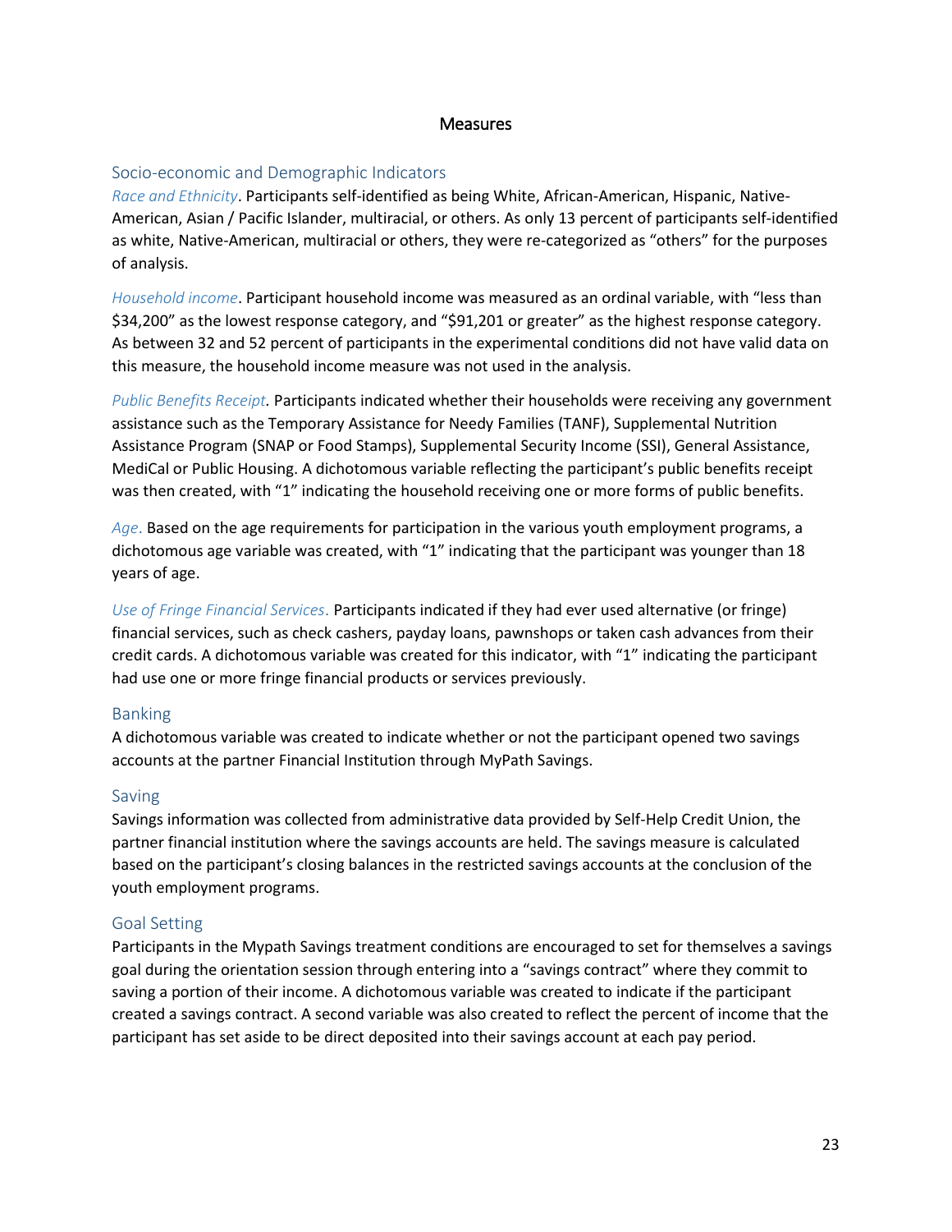# Measures

## Socio-economic and Demographic Indicators

*Race and Ethnicity*. Participants self-identified as being White, African-American, Hispanic, Native-American, Asian / Pacific Islander, multiracial, or others. As only 13 percent of participants self-identified as white, Native-American, multiracial or others, they were re-categorized as "others" for the purposes of analysis.

*Household income*. Participant household income was measured as an ordinal variable, with "less than $34,200" as the lowest response category, and "$91,201 or greater" as the highest response category. As between 32 and 52 percent of participants in the experimental conditions did not have valid data on this measure, the household income measure was not used in the analysis.

*Public Benefits Receipt.* Participants indicated whether their households were receiving any government assistance such as the Temporary Assistance for Needy Families (TANF), Supplemental Nutrition Assistance Program (SNAP or Food Stamps), Supplemental Security Income (SSI), General Assistance, MediCal or Public Housing. A dichotomous variable reflecting the participant's public benefits receipt was then created, with "1" indicating the household receiving one or more forms of public benefits.

*Age*. Based on the age requirements for participation in the various youth employment programs, a dichotomous age variable was created, with "1" indicating that the participant was younger than 18 years of age.

*Use of Fringe Financial Services*. Participants indicated if they had ever used alternative (or fringe) financial services, such as check cashers, payday loans, pawnshops or taken cash advances from their credit cards. A dichotomous variable was created for this indicator, with "1" indicating the participant had use one or more fringe financial products or services previously.

## Banking

A dichotomous variable was created to indicate whether or not the participant opened two savings accounts at the partner Financial Institution through MyPath Savings.

## Saving

Savings information was collected from administrative data provided by Self-Help Credit Union, the partner financial institution where the savings accounts are held. The savings measure is calculated based on the participant's closing balances in the restricted savings accounts at the conclusion of the youth employment programs.

## Goal Setting

Participants in the Mypath Savings treatment conditions are encouraged to set for themselves a savings goal during the orientation session through entering into a "savings contract" where they commit to saving a portion of their income. A dichotomous variable was created to indicate if the participant created a savings contract. A second variable was also created to reflect the percent of income that the participant has set aside to be direct deposited into their savings account at each pay period.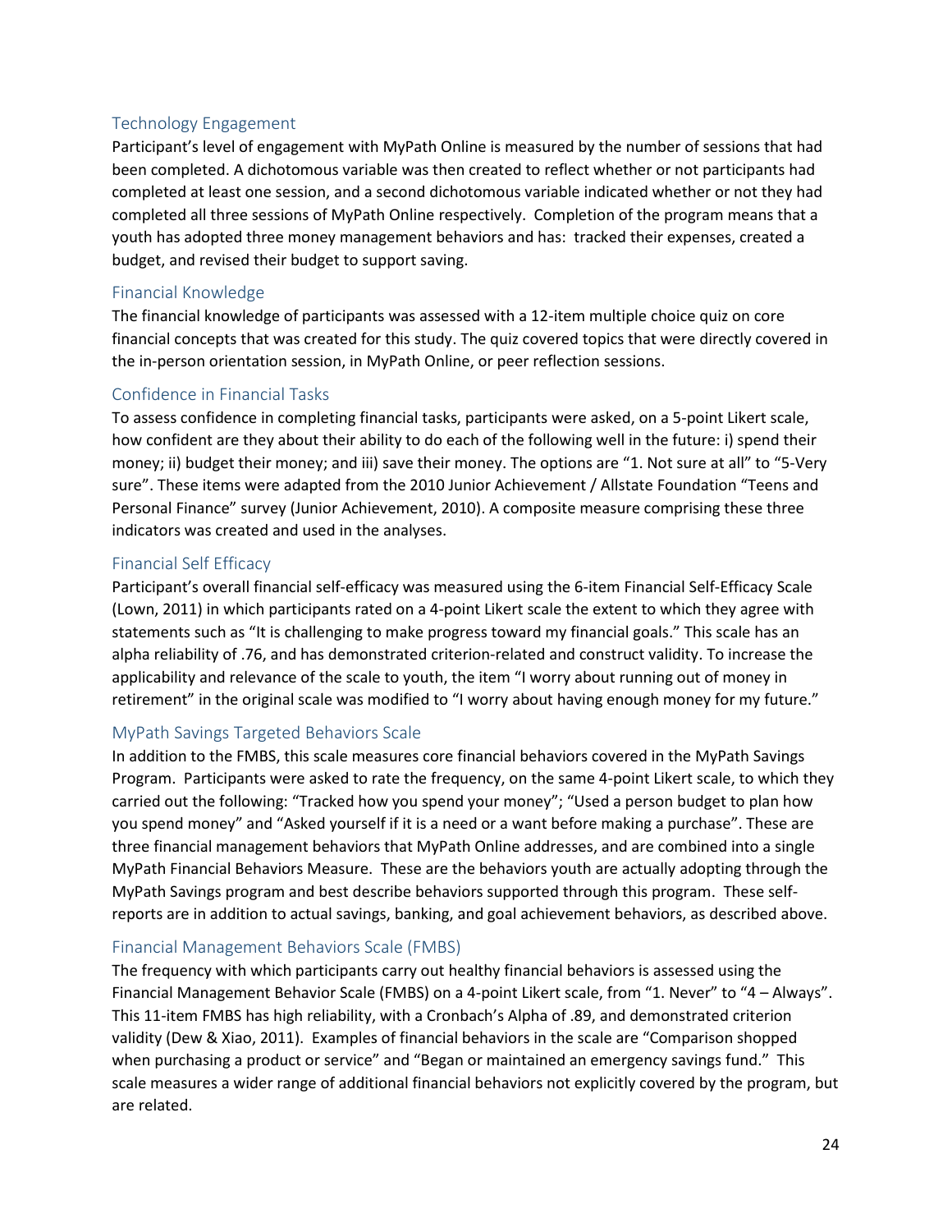### Technology Engagement

Participant's level of engagement with MyPath Online is measured by the number of sessions that had been completed. A dichotomous variable was then created to reflect whether or not participants had completed at least one session, and a second dichotomous variable indicated whether or not they had completed all three sessions of MyPath Online respectively. Completion of the program means that a youth has adopted three money management behaviors and has: tracked their expenses, created a budget, and revised their budget to support saving.

### Financial Knowledge

The financial knowledge of participants was assessed with a 12-item multiple choice quiz on core financial concepts that was created for this study. The quiz covered topics that were directly covered in the in-person orientation session, in MyPath Online, or peer reflection sessions.

### Confidence in Financial Tasks

To assess confidence in completing financial tasks, participants were asked, on a 5-point Likert scale, how confident are they about their ability to do each of the following well in the future: i) spend their money; ii) budget their money; and iii) save their money. The options are "1. Not sure at all" to "5-Very sure". These items were adapted from the 2010 Junior Achievement / Allstate Foundation "Teens and Personal Finance" survey (Junior Achievement, 2010). A composite measure comprising these three indicators was created and used in the analyses.

### Financial Self Efficacy

Participant's overall financial self-efficacy was measured using the 6-item Financial Self-Efficacy Scale (Lown, 2011) in which participants rated on a 4-point Likert scale the extent to which they agree with statements such as "It is challenging to make progress toward my financial goals." This scale has an alpha reliability of .76, and has demonstrated criterion-related and construct validity. To increase the applicability and relevance of the scale to youth, the item "I worry about running out of money in retirement" in the original scale was modified to "I worry about having enough money for my future."

### MyPath Savings Targeted Behaviors Scale

In addition to the FMBS, this scale measures core financial behaviors covered in the MyPath Savings Program. Participants were asked to rate the frequency, on the same 4-point Likert scale, to which they carried out the following: "Tracked how you spend your money"; "Used a person budget to plan how you spend money" and "Asked yourself if it is a need or a want before making a purchase". These are three financial management behaviors that MyPath Online addresses, and are combined into a single MyPath Financial Behaviors Measure. These are the behaviors youth are actually adopting through the MyPath Savings program and best describe behaviors supported through this program. These self-reports are in addition to actual savings, banking, and goal achievement behaviors, as described above.

### Financial Management Behaviors Scale (FMBS)

The frequency with which participants carry out healthy financial behaviors is assessed using the Financial Management Behavior Scale (FMBS) on a 4-point Likert scale, from "1. Never" to "4 – Always". This 11-item FMBS has high reliability, with a Cronbach's Alpha of .89, and demonstrated criterion validity (Dew & Xiao, 2011). Examples of financial behaviors in the scale are "Comparison shopped when purchasing a product or service" and "Began or maintained an emergency savings fund." This scale measures a wider range of additional financial behaviors not explicitly covered by the program, but are related.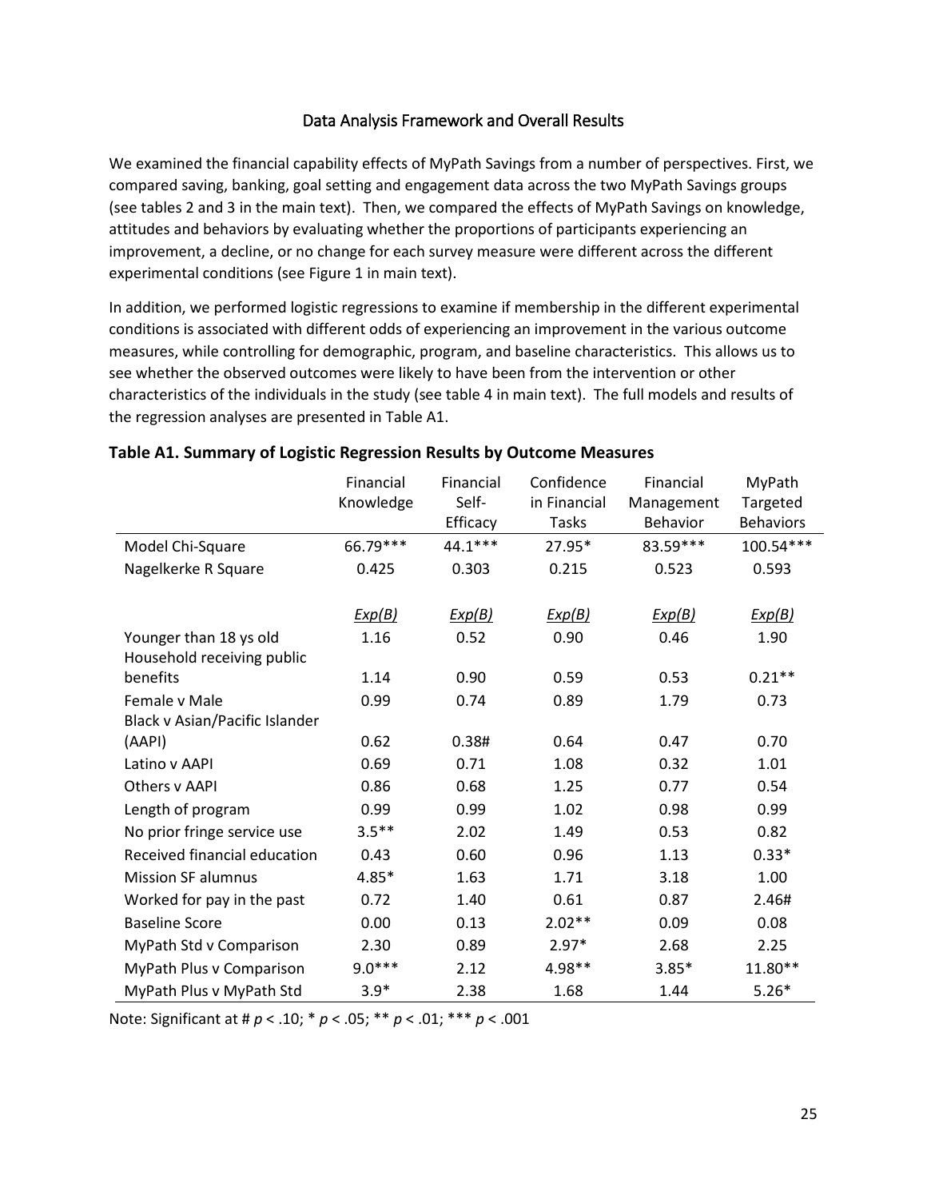## Data Analysis Framework and Overall Results

We examined the financial capability effects of MyPath Savings from a number of perspectives. First, we compared saving, banking, goal setting and engagement data across the two MyPath Savings groups (see tables 2 and 3 in the main text). Then, we compared the effects of MyPath Savings on knowledge, attitudes and behaviors by evaluating whether the proportions of participants experiencing an improvement, a decline, or no change for each survey measure were different across the different experimental conditions (see Figure 1 in main text).

In addition, we performed logistic regressions to examine if membership in the different experimental conditions is associated with different odds of experiencing an improvement in the various outcome measures, while controlling for demographic, program, and baseline characteristics. This allows us to see whether the observed outcomes were likely to have been from the intervention or other characteristics of the individuals in the study (see table 4 in main text). The full models and results of the regression analyses are presented in Table A1.

**Table A1. Summary of Logistic Regression Results by Outcome Measures**

| | Financial Knowledge | Financial Self-Efficacy | Confidence in Financial Tasks | Financial Management Behavior | MyPath Targeted Behaviors |
|---|---|---|---|---|---|
| Model Chi-Square | 66.79*** | 44.1*** | 27.95* | 83.59*** | 100.54*** |
| Nagelkerke R Square | 0.425 | 0.303 | 0.215 | 0.523 | 0.593 |
| | *Exp(B)* | *Exp(B)* | *Exp(B)* | *Exp(B)* | *Exp(B)* |
| Younger than 18 ys old | 1.16 | 0.52 | 0.90 | 0.46 | 1.90 |
| Household receiving public benefits | 1.14 | 0.90 | 0.59 | 0.53 | 0.21** |
| Female v Male | 0.99 | 0.74 | 0.89 | 1.79 | 0.73 |
| Black v Asian/Pacific Islander (AAPI) | 0.62 | 0.38# | 0.64 | 0.47 | 0.70 |
| Latino v AAPI | 0.69 | 0.71 | 1.08 | 0.32 | 1.01 |
| Others v AAPI | 0.86 | 0.68 | 1.25 | 0.77 | 0.54 |
| Length of program | 0.99 | 0.99 | 1.02 | 0.98 | 0.99 |
| No prior fringe service use | 3.5** | 2.02 | 1.49 | 0.53 | 0.82 |
| Received financial education | 0.43 | 0.60 | 0.96 | 1.13 | 0.33* |
| Mission SF alumnus | 4.85* | 1.63 | 1.71 | 3.18 | 1.00 |
| Worked for pay in the past | 0.72 | 1.40 | 0.61 | 0.87 | 2.46# |
| Baseline Score | 0.00 | 0.13 | 2.02** | 0.09 | 0.08 |
| MyPath Std v Comparison | 2.30 | 0.89 | 2.97* | 2.68 | 2.25 |
| MyPath Plus v Comparison | 9.0*** | 2.12 | 4.98** | 3.85* | 11.80** |
| MyPath Plus v MyPath Std | 3.9* | 2.38 | 1.68 | 1.44 | 5.26* |

Note: Significant at # $p < .10$; * $p < .05$; ** $p < .01$; *** $p < .001$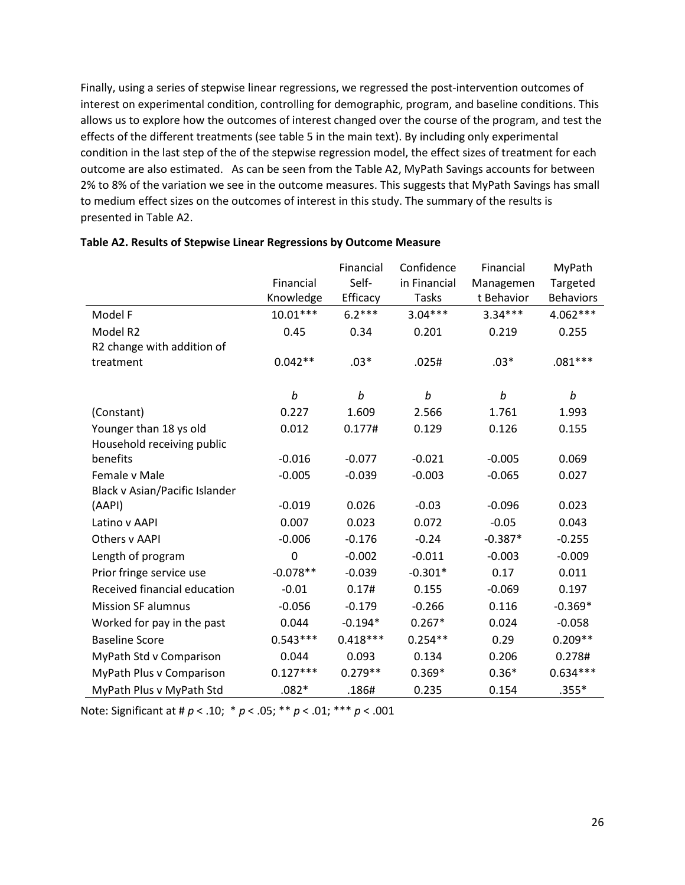Finally, using a series of stepwise linear regressions, we regressed the post-intervention outcomes of interest on experimental condition, controlling for demographic, program, and baseline conditions. This allows us to explore how the outcomes of interest changed over the course of the program, and test the effects of the different treatments (see table 5 in the main text). By including only experimental condition in the last step of the of the stepwise regression model, the effect sizes of treatment for each outcome are also estimated. As can be seen from the Table A2, MyPath Savings accounts for between 2% to 8% of the variation we see in the outcome measures. This suggests that MyPath Savings has small to medium effect sizes on the outcomes of interest in this study. The summary of the results is presented in Table A2.

**Table A2. Results of Stepwise Linear Regressions by Outcome Measure**

| | Financial Knowledge | Financial Self-Efficacy | Confidence in Financial Tasks | Financial Management Behavior | MyPath Targeted Behaviors |
|---|---|---|---|---|---|
| Model F | 10.01*** | 6.2*** | 3.04*** | 3.34*** | 4.062*** |
| Model R2 | 0.45 | 0.34 | 0.201 | 0.219 | 0.255 |
| R2 change with addition of treatment | 0.042** | .03* | .025# | .03* | .081*** |
| | *b* | *b* | *b* | *b* | *b* |
| (Constant) | 0.227 | 1.609 | 2.566 | 1.761 | 1.993 |
| Younger than 18 ys old | 0.012 | 0.177# | 0.129 | 0.126 | 0.155 |
| Household receiving public benefits | -0.016 | -0.077 | -0.021 | -0.005 | 0.069 |
| Female v Male | -0.005 | -0.039 | -0.003 | -0.065 | 0.027 |
| Black v Asian/Pacific Islander (AAPI) | -0.019 | 0.026 | -0.03 | -0.096 | 0.023 |
| Latino v AAPI | 0.007 | 0.023 | 0.072 | -0.05 | 0.043 |
| Others v AAPI | -0.006 | -0.176 | -0.24 | -0.387* | -0.255 |
| Length of program | 0 | -0.002 | -0.011 | -0.003 | -0.009 |
| Prior fringe service use | -0.078** | -0.039 | -0.301* | 0.17 | 0.011 |
| Received financial education | -0.01 | 0.17# | 0.155 | -0.069 | 0.197 |
| Mission SF alumnus | -0.056 | -0.179 | -0.266 | 0.116 | -0.369* |
| Worked for pay in the past | 0.044 | -0.194* | 0.267* | 0.024 | -0.058 |
| Baseline Score | 0.543*** | 0.418*** | 0.254** | 0.29 | 0.209** |
| MyPath Std v Comparison | 0.044 | 0.093 | 0.134 | 0.206 | 0.278# |
| MyPath Plus v Comparison | 0.127*** | 0.279** | 0.369* | 0.36* | 0.634*** |
| MyPath Plus v MyPath Std | .082* | .186# | 0.235 | 0.154 | .355* |

Note: Significant at # $p < .10$; * $p < .05$; ** $p < .01$; *** $p < .001$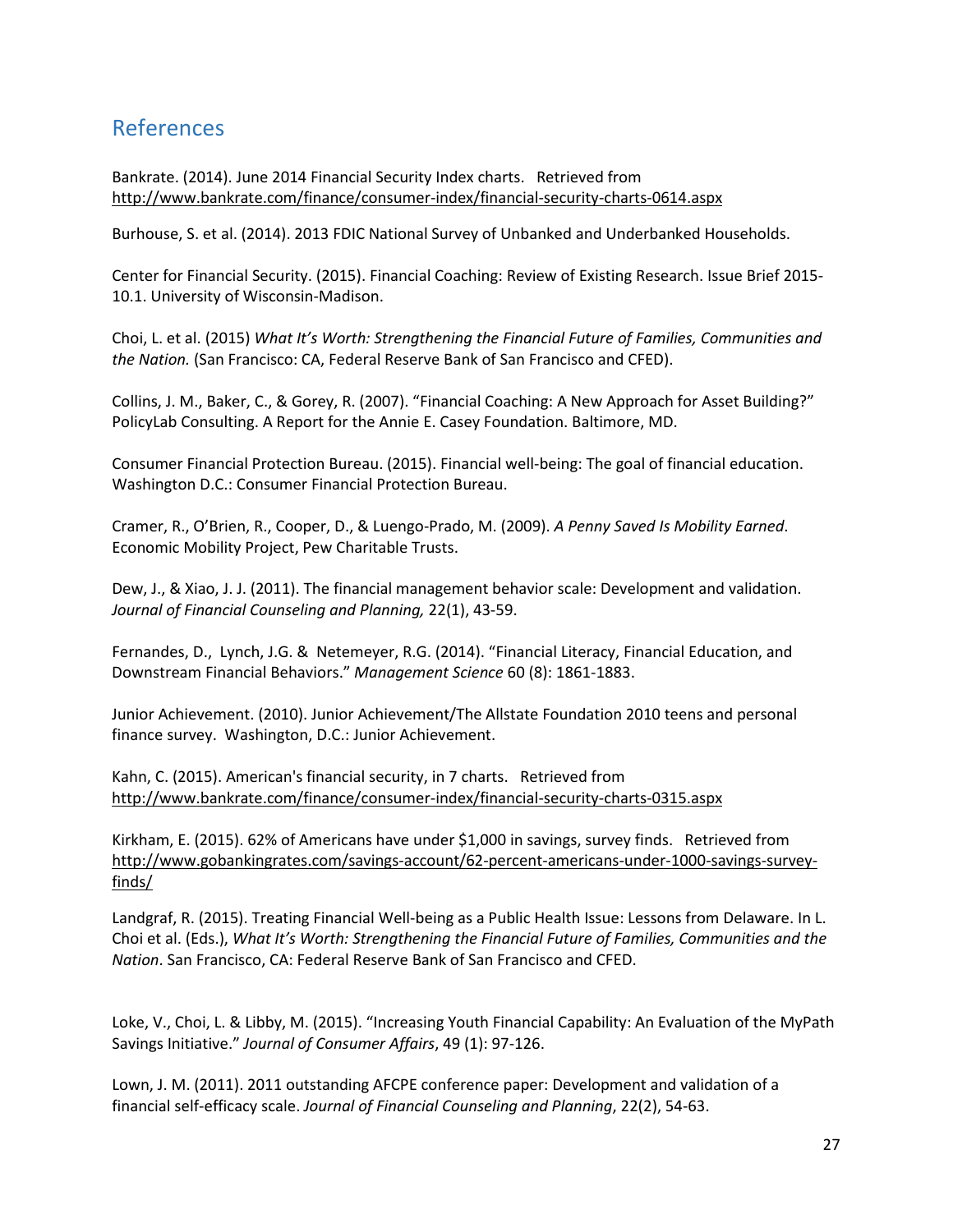## References

Bankrate. (2014). June 2014 Financial Security Index charts. Retrieved from http://www.bankrate.com/finance/consumer-index/financial-security-charts-0614.aspx

Burhouse, S. et al. (2014). 2013 FDIC National Survey of Unbanked and Underbanked Households.

Center for Financial Security. (2015). Financial Coaching: Review of Existing Research. Issue Brief 2015-10.1. University of Wisconsin-Madison.

Choi, L. et al. (2015) *What It's Worth: Strengthening the Financial Future of Families, Communities and the Nation.* (San Francisco: CA, Federal Reserve Bank of San Francisco and CFED).

Collins, J. M., Baker, C., & Gorey, R. (2007). "Financial Coaching: A New Approach for Asset Building?" PolicyLab Consulting. A Report for the Annie E. Casey Foundation. Baltimore, MD.

Consumer Financial Protection Bureau. (2015). Financial well-being: The goal of financial education. Washington D.C.: Consumer Financial Protection Bureau.

Cramer, R., O'Brien, R., Cooper, D., & Luengo-Prado, M. (2009). *A Penny Saved Is Mobility Earned*. Economic Mobility Project, Pew Charitable Trusts.

Dew, J., & Xiao, J. J. (2011). The financial management behavior scale: Development and validation. *Journal of Financial Counseling and Planning,* 22(1), 43-59.

Fernandes, D., Lynch, J.G. & Netemeyer, R.G. (2014). "Financial Literacy, Financial Education, and Downstream Financial Behaviors." *Management Science* 60 (8): 1861-1883.

Junior Achievement. (2010). Junior Achievement/The Allstate Foundation 2010 teens and personal finance survey. Washington, D.C.: Junior Achievement.

Kahn, C. (2015). American's financial security, in 7 charts. Retrieved from http://www.bankrate.com/finance/consumer-index/financial-security-charts-0315.aspx

Kirkham, E. (2015). 62% of Americans have under $1,000 in savings, survey finds. Retrieved from http://www.gobankingrates.com/savings-account/62-percent-americans-under-1000-savings-survey-finds/

Landgraf, R. (2015). Treating Financial Well-being as a Public Health Issue: Lessons from Delaware. In L. Choi et al. (Eds.), *What It's Worth: Strengthening the Financial Future of Families, Communities and the Nation*. San Francisco, CA: Federal Reserve Bank of San Francisco and CFED.

Loke, V., Choi, L. & Libby, M. (2015). "Increasing Youth Financial Capability: An Evaluation of the MyPath Savings Initiative." *Journal of Consumer Affairs*, 49 (1): 97-126.

Lown, J. M. (2011). 2011 outstanding AFCPE conference paper: Development and validation of a financial self-efficacy scale. *Journal of Financial Counseling and Planning*, 22(2), 54-63.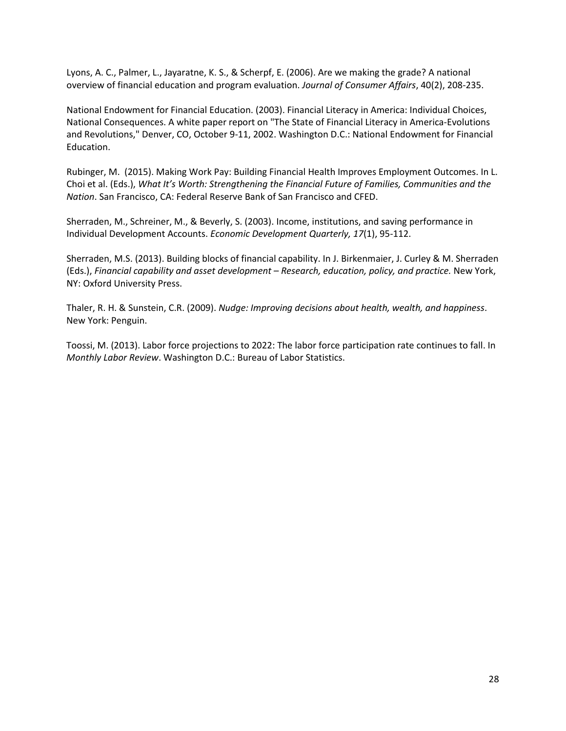Lyons, A. C., Palmer, L., Jayaratne, K. S., & Scherpf, E. (2006). Are we making the grade? A national overview of financial education and program evaluation. *Journal of Consumer Affairs*, 40(2), 208-235.

National Endowment for Financial Education. (2003). Financial Literacy in America: Individual Choices, National Consequences. A white paper report on "The State of Financial Literacy in America-Evolutions and Revolutions," Denver, CO, October 9-11, 2002. Washington D.C.: National Endowment for Financial Education.

Rubinger, M. (2015). Making Work Pay: Building Financial Health Improves Employment Outcomes. In L. Choi et al. (Eds.), *What It's Worth: Strengthening the Financial Future of Families, Communities and the Nation*. San Francisco, CA: Federal Reserve Bank of San Francisco and CFED.

Sherraden, M., Schreiner, M., & Beverly, S. (2003). Income, institutions, and saving performance in Individual Development Accounts. *Economic Development Quarterly, 17*(1), 95-112.

Sherraden, M.S. (2013). Building blocks of financial capability. In J. Birkenmaier, J. Curley & M. Sherraden (Eds.), *Financial capability and asset development – Research, education, policy, and practice.* New York, NY: Oxford University Press.

Thaler, R. H. & Sunstein, C.R. (2009). *Nudge: Improving decisions about health, wealth, and happiness*. New York: Penguin.

Toossi, M. (2013). Labor force projections to 2022: The labor force participation rate continues to fall. In *Monthly Labor Review*. Washington D.C.: Bureau of Labor Statistics.